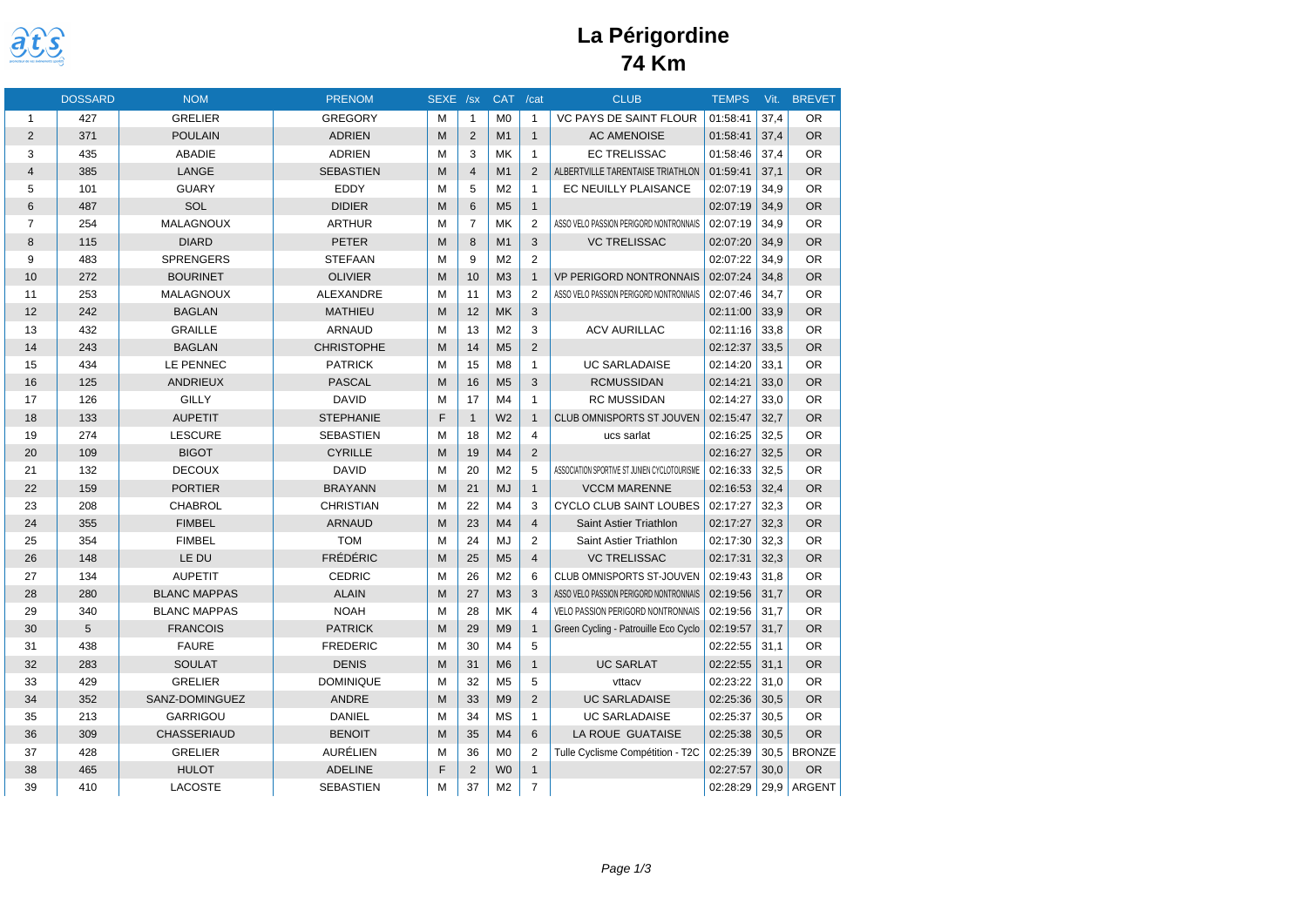# La Périgordine

## 74 Km

| | DOSSARD | NOM | PRENOM | SEXE | /sx | CAT | /cat | CLUB | TEMPS | Vit. | BREVET |
|---|---|---|---|---|---|---|---|---|---|---|---|
| 1 | 427 | GRELIER | GREGORY | M | 1 | M0 | 1 | VC PAYS DE SAINT FLOUR | 01:58:41 | 37,4 | OR |
| 2 | 371 | POULAIN | ADRIEN | M | 2 | M1 | 1 | AC AMENOISE | 01:58:41 | 37,4 | OR |
| 3 | 435 | ABADIE | ADRIEN | M | 3 | MK | 1 | EC TRELISSAC | 01:58:46 | 37,4 | OR |
| 4 | 385 | LANGE | SEBASTIEN | M | 4 | M1 | 2 | ALBERTVILLE TARENTAISE TRIATHLON | 01:59:41 | 37,1 | OR |
| 5 | 101 | GUARY | EDDY | M | 5 | M2 | 1 | EC NEUILLY PLAISANCE | 02:07:19 | 34,9 | OR |
| 6 | 487 | SOL | DIDIER | M | 6 | M5 | 1 | | 02:07:19 | 34,9 | OR |
| 7 | 254 | MALAGNOUX | ARTHUR | M | 7 | MK | 2 | ASSO VELO PASSION PERIGORD NONTRONNAIS | 02:07:19 | 34,9 | OR |
| 8 | 115 | DIARD | PETER | M | 8 | M1 | 3 | VC TRELISSAC | 02:07:20 | 34,9 | OR |
| 9 | 483 | SPRENGERS | STEFAAN | M | 9 | M2 | 2 | | 02:07:22 | 34,9 | OR |
| 10 | 272 | BOURINET | OLIVIER | M | 10 | M3 | 1 | VP PERIGORD NONTRONNAIS | 02:07:24 | 34,8 | OR |
| 11 | 253 | MALAGNOUX | ALEXANDRE | M | 11 | M3 | 2 | ASSO VELO PASSION PERIGORD NONTRONNAIS | 02:07:46 | 34,7 | OR |
| 12 | 242 | BAGLAN | MATHIEU | M | 12 | MK | 3 | | 02:11:00 | 33,9 | OR |
| 13 | 432 | GRAILLE | ARNAUD | M | 13 | M2 | 3 | ACV AURILLAC | 02:11:16 | 33,8 | OR |
| 14 | 243 | BAGLAN | CHRISTOPHE | M | 14 | M5 | 2 | | 02:12:37 | 33,5 | OR |
| 15 | 434 | LE PENNEC | PATRICK | M | 15 | M8 | 1 | UC SARLADAISE | 02:14:20 | 33,1 | OR |
| 16 | 125 | ANDRIEUX | PASCAL | M | 16 | M5 | 3 | RCMUSSIDAN | 02:14:21 | 33,0 | OR |
| 17 | 126 | GILLY | DAVID | M | 17 | M4 | 1 | RC MUSSIDAN | 02:14:27 | 33,0 | OR |
| 18 | 133 | AUPETIT | STEPHANIE | F | 1 | W2 | 1 | CLUB OMNISPORTS ST JOUVEN | 02:15:47 | 32,7 | OR |
| 19 | 274 | LESCURE | SEBASTIEN | M | 18 | M2 | 4 | ucs sarlat | 02:16:25 | 32,5 | OR |
| 20 | 109 | BIGOT | CYRILLE | M | 19 | M4 | 2 | | 02:16:27 | 32,5 | OR |
| 21 | 132 | DECOUX | DAVID | M | 20 | M2 | 5 | ASSOCIATION SPORTIVE ST JUNIEN CYCLOTOURISME | 02:16:33 | 32,5 | OR |
| 22 | 159 | PORTIER | BRAYANN | M | 21 | MJ | 1 | VCCM MARENNE | 02:16:53 | 32,4 | OR |
| 23 | 208 | CHABROL | CHRISTIAN | M | 22 | M4 | 3 | CYCLO CLUB SAINT LOUBES | 02:17:27 | 32,3 | OR |
| 24 | 355 | FIMBEL | ARNAUD | M | 23 | M4 | 4 | Saint Astier Triathlon | 02:17:27 | 32,3 | OR |
| 25 | 354 | FIMBEL | TOM | M | 24 | MJ | 2 | Saint Astier Triathlon | 02:17:30 | 32,3 | OR |
| 26 | 148 | LE DU | FRÉDÉRIC | M | 25 | M5 | 4 | VC TRELISSAC | 02:17:31 | 32,3 | OR |
| 27 | 134 | AUPETIT | CEDRIC | M | 26 | M2 | 6 | CLUB OMNISPORTS ST-JOUVEN | 02:19:43 | 31,8 | OR |
| 28 | 280 | BLANC MAPPAS | ALAIN | M | 27 | M3 | 3 | ASSO VELO PASSION PERIGORD NONTRONNAIS | 02:19:56 | 31,7 | OR |
| 29 | 340 | BLANC MAPPAS | NOAH | M | 28 | MK | 4 | VELO PASSION PERIGORD NONTRONNAIS | 02:19:56 | 31,7 | OR |
| 30 | 5 | FRANCOIS | PATRICK | M | 29 | M9 | 1 | Green Cycling - Patrouille Eco Cyclo | 02:19:57 | 31,7 | OR |
| 31 | 438 | FAURE | FREDERIC | M | 30 | M4 | 5 | | 02:22:55 | 31,1 | OR |
| 32 | 283 | SOULAT | DENIS | M | 31 | M6 | 1 | UC SARLAT | 02:22:55 | 31,1 | OR |
| 33 | 429 | GRELIER | DOMINIQUE | M | 32 | M5 | 5 | vttacv | 02:23:22 | 31,0 | OR |
| 34 | 352 | SANZ-DOMINGUEZ | ANDRE | M | 33 | M9 | 2 | UC SARLADAISE | 02:25:36 | 30,5 | OR |
| 35 | 213 | GARRIGOU | DANIEL | M | 34 | MS | 1 | UC SARLADAISE | 02:25:37 | 30,5 | OR |
| 36 | 309 | CHASSERIAUD | BENOIT | M | 35 | M4 | 6 | LA ROUE GUATAISE | 02:25:38 | 30,5 | OR |
| 37 | 428 | GRELIER | AURÉLIEN | M | 36 | M0 | 2 | Tulle Cyclisme Compétition - T2C | 02:25:39 | 30,5 | BRONZE |
| 38 | 465 | HULOT | ADELINE | F | 2 | W0 | 1 | | 02:27:57 | 30,0 | OR |
| 39 | 410 | LACOSTE | SEBASTIEN | M | 37 | M2 | 7 | | 02:28:29 | 29,9 | ARGENT |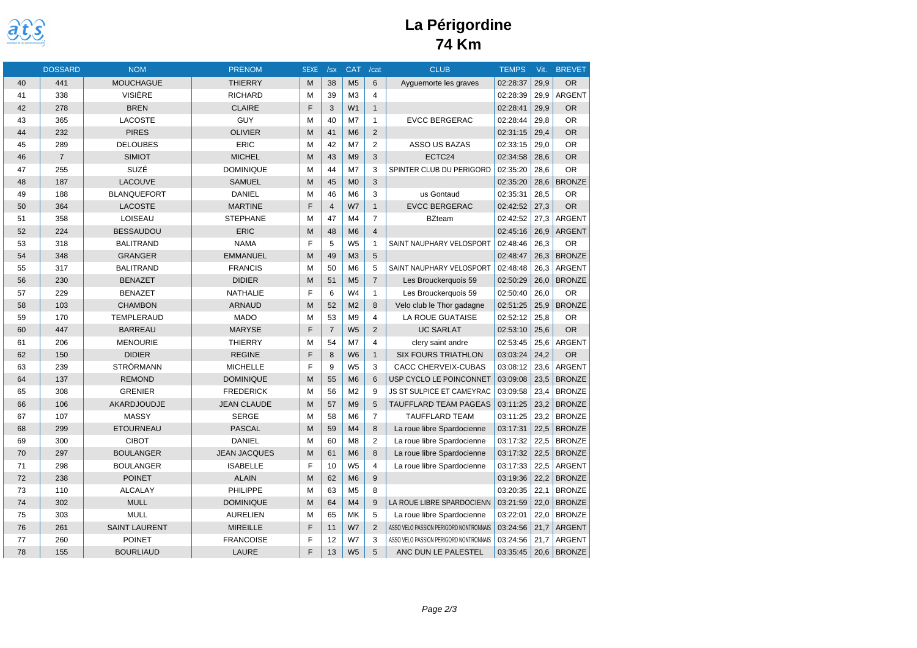# La Périgordine

## 74 Km

| | DOSSARD | NOM | PRENOM | SEXE | /sx | CAT | /cat | CLUB | TEMPS | Vit. | BREVET |
|---|---|---|---|---|---|---|---|---|---|---|---|
| 40 | 441 | MOUCHAGUE | THIERRY | M | 38 | M5 | 6 | Ayguemorte les graves | 02:28:37 | 29,9 | OR |
| 41 | 338 | VISIÈRE | RICHARD | M | 39 | M3 | 4 | | 02:28:39 | 29,9 | ARGENT |
| 42 | 278 | BREN | CLAIRE | F | 3 | W1 | 1 | | 02:28:41 | 29,9 | OR |
| 43 | 365 | LACOSTE | GUY | M | 40 | M7 | 1 | EVCC BERGERAC | 02:28:44 | 29,8 | OR |
| 44 | 232 | PIRES | OLIVIER | M | 41 | M6 | 2 | | 02:31:15 | 29,4 | OR |
| 45 | 289 | DELOUBES | ERIC | M | 42 | M7 | 2 | ASSO US BAZAS | 02:33:15 | 29,0 | OR |
| 46 | 7 | SIMIOT | MICHEL | M | 43 | M9 | 3 | ECTC24 | 02:34:58 | 28,6 | OR |
| 47 | 255 | SUZÉ | DOMINIQUE | M | 44 | M7 | 3 | SPINTER CLUB DU PERIGORD | 02:35:20 | 28,6 | OR |
| 48 | 187 | LACOUVE | SAMUEL | M | 45 | M0 | 3 | | 02:35:20 | 28,6 | BRONZE |
| 49 | 188 | BLANQUEFORT | DANIEL | M | 46 | M6 | 3 | us Gontaud | 02:35:31 | 28,5 | OR |
| 50 | 364 | LACOSTE | MARTINE | F | 4 | W7 | 1 | EVCC BERGERAC | 02:42:52 | 27,3 | OR |
| 51 | 358 | LOISEAU | STEPHANE | M | 47 | M4 | 7 | BZteam | 02:42:52 | 27,3 | ARGENT |
| 52 | 224 | BESSAUDOU | ERIC | M | 48 | M6 | 4 | | 02:45:16 | 26,9 | ARGENT |
| 53 | 318 | BALITRAND | NAMA | F | 5 | W5 | 1 | SAINT NAUPHARY VELOSPORT | 02:48:46 | 26,3 | OR |
| 54 | 348 | GRANGER | EMMANUEL | M | 49 | M3 | 5 | | 02:48:47 | 26,3 | BRONZE |
| 55 | 317 | BALITRAND | FRANCIS | M | 50 | M6 | 5 | SAINT NAUPHARY VELOSPORT | 02:48:48 | 26,3 | ARGENT |
| 56 | 230 | BENAZET | DIDIER | M | 51 | M5 | 7 | Les Brouckerquois 59 | 02:50:29 | 26,0 | BRONZE |
| 57 | 229 | BENAZET | NATHALIE | F | 6 | W4 | 1 | Les Brouckerquois 59 | 02:50:40 | 26,0 | OR |
| 58 | 103 | CHAMBON | ARNAUD | M | 52 | M2 | 8 | Velo club le Thor gadagne | 02:51:25 | 25,9 | BRONZE |
| 59 | 170 | TEMPLERAUD | MADO | M | 53 | M9 | 4 | LA ROUE GUATAISE | 02:52:12 | 25,8 | OR |
| 60 | 447 | BARREAU | MARYSE | F | 7 | W5 | 2 | UC SARLAT | 02:53:10 | 25,6 | OR |
| 61 | 206 | MENOURIE | THIERRY | M | 54 | M7 | 4 | clery saint andre | 02:53:45 | 25,6 | ARGENT |
| 62 | 150 | DIDIER | REGINE | F | 8 | W6 | 1 | SIX FOURS TRIATHLON | 03:03:24 | 24,2 | OR |
| 63 | 239 | STRÖRMANN | MICHELLE | F | 9 | W5 | 3 | CACC CHERVEIX-CUBAS | 03:08:12 | 23,6 | ARGENT |
| 64 | 137 | REMOND | DOMINIQUE | M | 55 | M6 | 6 | USP CYCLO LE POINCONNET | 03:09:08 | 23,5 | BRONZE |
| 65 | 308 | GRENIER | FREDERICK | M | 56 | M2 | 9 | JS ST SULPICE ET CAMEYRAC | 03:09:58 | 23,4 | BRONZE |
| 66 | 106 | AKARDJOUDJE | JEAN CLAUDE | M | 57 | M9 | 5 | TAUFFLARD TEAM PAGEAS | 03:11:25 | 23,2 | BRONZE |
| 67 | 107 | MASSY | SERGE | M | 58 | M6 | 7 | TAUFFLARD TEAM | 03:11:25 | 23,2 | BRONZE |
| 68 | 299 | ETOURNEAU | PASCAL | M | 59 | M4 | 8 | La roue libre Spardocienne | 03:17:31 | 22,5 | BRONZE |
| 69 | 300 | CIBOT | DANIEL | M | 60 | M8 | 2 | La roue libre Spardocienne | 03:17:32 | 22,5 | BRONZE |
| 70 | 297 | BOULANGER | JEAN JACQUES | M | 61 | M6 | 8 | La roue libre Spardocienne | 03:17:32 | 22,5 | BRONZE |
| 71 | 298 | BOULANGER | ISABELLE | F | 10 | W5 | 4 | La roue libre Spardocienne | 03:17:33 | 22,5 | ARGENT |
| 72 | 238 | POINET | ALAIN | M | 62 | M6 | 9 | | 03:19:36 | 22,2 | BRONZE |
| 73 | 110 | ALCALAY | PHILIPPE | M | 63 | M5 | 8 | | 03:20:35 | 22,1 | BRONZE |
| 74 | 302 | MULL | DOMINIQUE | M | 64 | M4 | 9 | LA ROUE LIBRE SPARDOCIENN | 03:21:59 | 22,0 | BRONZE |
| 75 | 303 | MULL | AURELIEN | M | 65 | MK | 5 | La roue libre Spardocienne | 03:22:01 | 22,0 | BRONZE |
| 76 | 261 | SAINT LAURENT | MIREILLE | F | 11 | W7 | 2 | ASSO VELO PASSION PERIGORD NONTRONNAIS | 03:24:56 | 21,7 | ARGENT |
| 77 | 260 | POINET | FRANCOISE | F | 12 | W7 | 3 | ASSO VELO PASSION PERIGORD NONTRONNAIS | 03:24:56 | 21,7 | ARGENT |
| 78 | 155 | BOURLIAUD | LAURE | F | 13 | W5 | 5 | ANC DUN LE PALESTEL | 03:35:45 | 20,6 | BRONZE |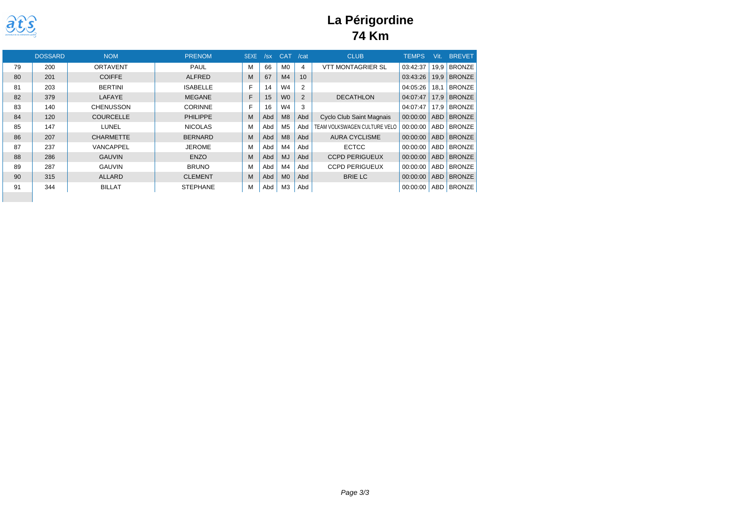# La Périgordine
## 74 Km

| | DOSSARD | NOM | PRENOM | SEXE | /sx | CAT | /cat | CLUB | TEMPS | Vit. | BREVET |
|---|---|---|---|---|---|---|---|---|---|---|---|
| 79 | 200 | ORTAVENT | PAUL | M | 66 | M0 | 4 | VTT MONTAGRIER SL | 03:42:37 | 19,9 | BRONZE |
| 80 | 201 | COIFFE | ALFRED | M | 67 | M4 | 10 | | 03:43:26 | 19,9 | BRONZE |
| 81 | 203 | BERTINI | ISABELLE | F | 14 | W4 | 2 | | 04:05:26 | 18,1 | BRONZE |
| 82 | 379 | LAFAYE | MEGANE | F | 15 | W0 | 2 | DECATHLON | 04:07:47 | 17,9 | BRONZE |
| 83 | 140 | CHENUSSON | CORINNE | F | 16 | W4 | 3 | | 04:07:47 | 17,9 | BRONZE |
| 84 | 120 | COURCELLE | PHILIPPE | M | Abd | M8 | Abd | Cyclo Club Saint Magnais | 00:00:00 | ABD | BRONZE |
| 85 | 147 | LUNEL | NICOLAS | M | Abd | M5 | Abd | TEAM VOLKSWAGEN CULTURE VELO | 00:00:00 | ABD | BRONZE |
| 86 | 207 | CHARMETTE | BERNARD | M | Abd | M8 | Abd | AURA CYCLISME | 00:00:00 | ABD | BRONZE |
| 87 | 237 | VANCAPPEL | JEROME | M | Abd | M4 | Abd | ECTCC | 00:00:00 | ABD | BRONZE |
| 88 | 286 | GAUVIN | ENZO | M | Abd | MJ | Abd | CCPD PERIGUEUX | 00:00:00 | ABD | BRONZE |
| 89 | 287 | GAUVIN | BRUNO | M | Abd | M4 | Abd | CCPD PERIGUEUX | 00:00:00 | ABD | BRONZE |
| 90 | 315 | ALLARD | CLEMENT | M | Abd | M0 | Abd | BRIE LC | 00:00:00 | ABD | BRONZE |
| 91 | 344 | BILLAT | STEPHANE | M | Abd | M3 | Abd | | 00:00:00 | ABD | BRONZE |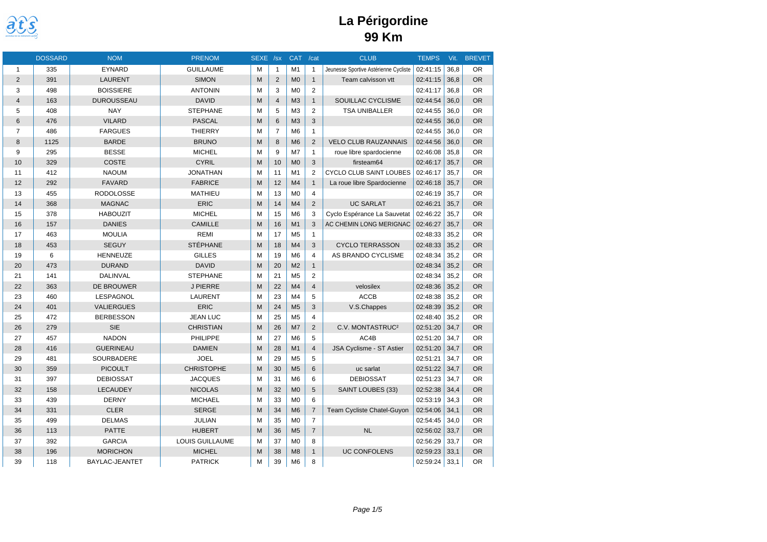# La Périgordine

## 99 Km

| | DOSSARD | NOM | PRENOM | SEXE | /sx | CAT | /cat | CLUB | TEMPS | Vit. | BREVET |
|---|---|---|---|---|---|---|---|---|---|---|---|
| 1 | 335 | EYNARD | GUILLAUME | M | 1 | M1 | 1 | Jeunesse Sportive Astérienne Cycliste | 02:41:15 | 36,8 | OR |
| 2 | 391 | LAURENT | SIMON | M | 2 | M0 | 1 | Team calvisson vtt | 02:41:15 | 36,8 | OR |
| 3 | 498 | BOISSIERE | ANTONIN | M | 3 | M0 | 2 | | 02:41:17 | 36,8 | OR |
| 4 | 163 | DUROUSSEAU | DAVID | M | 4 | M3 | 1 | SOUILLAC CYCLISME | 02:44:54 | 36,0 | OR |
| 5 | 408 | NAY | STEPHANE | M | 5 | M3 | 2 | TSA UNIBALLER | 02:44:55 | 36,0 | OR |
| 6 | 476 | VILARD | PASCAL | M | 6 | M3 | 3 | | 02:44:55 | 36,0 | OR |
| 7 | 486 | FARGUES | THIERRY | M | 7 | M6 | 1 | | 02:44:55 | 36,0 | OR |
| 8 | 1125 | BARDE | BRUNO | M | 8 | M6 | 2 | VELO CLUB RAUZANNAIS | 02:44:56 | 36,0 | OR |
| 9 | 295 | BESSE | MICHEL | M | 9 | M7 | 1 | roue libre spardocienne | 02:46:08 | 35,8 | OR |
| 10 | 329 | COSTE | CYRIL | M | 10 | M0 | 3 | firsteam64 | 02:46:17 | 35,7 | OR |
| 11 | 412 | NAOUM | JONATHAN | M | 11 | M1 | 2 | CYCLO CLUB SAINT LOUBES | 02:46:17 | 35,7 | OR |
| 12 | 292 | FAVARD | FABRICE | M | 12 | M4 | 1 | La roue libre Spardocienne | 02:46:18 | 35,7 | OR |
| 13 | 455 | RODOLOSSE | MATHIEU | M | 13 | M0 | 4 | | 02:46:19 | 35,7 | OR |
| 14 | 368 | MAGNAC | ERIC | M | 14 | M4 | 2 | UC SARLAT | 02:46:21 | 35,7 | OR |
| 15 | 378 | HABOUZIT | MICHEL | M | 15 | M6 | 3 | Cyclo Espérance La Sauvetat | 02:46:22 | 35,7 | OR |
| 16 | 157 | DANIES | CAMILLE | M | 16 | M1 | 3 | AC CHEMIN LONG MERIGNAC | 02:46:27 | 35,7 | OR |
| 17 | 463 | MOULIA | REMI | M | 17 | M5 | 1 | | 02:48:33 | 35,2 | OR |
| 18 | 453 | SEGUY | STÉPHANE | M | 18 | M4 | 3 | CYCLO TERRASSON | 02:48:33 | 35,2 | OR |
| 19 | 6 | HENNEUZE | GILLES | M | 19 | M6 | 4 | AS BRANDO CYCLISME | 02:48:34 | 35,2 | OR |
| 20 | 473 | DURAND | DAVID | M | 20 | M2 | 1 | | 02:48:34 | 35,2 | OR |
| 21 | 141 | DALINVAL | STEPHANE | M | 21 | M5 | 2 | | 02:48:34 | 35,2 | OR |
| 22 | 363 | DE BROUWER | J PIERRE | M | 22 | M4 | 4 | velosilex | 02:48:36 | 35,2 | OR |
| 23 | 460 | LESPAGNOL | LAURENT | M | 23 | M4 | 5 | ACCB | 02:48:38 | 35,2 | OR |
| 24 | 401 | VALIERGUES | ERIC | M | 24 | M5 | 3 | V.S.Chappes | 02:48:39 | 35,2 | OR |
| 25 | 472 | BERBESSON | JEAN LUC | M | 25 | M5 | 4 | | 02:48:40 | 35,2 | OR |
| 26 | 279 | SIE | CHRISTIAN | M | 26 | M7 | 2 | C.V. MONTASTRUC² | 02:51:20 | 34,7 | OR |
| 27 | 457 | NADON | PHILIPPE | M | 27 | M6 | 5 | AC4B | 02:51:20 | 34,7 | OR |
| 28 | 416 | GUERINEAU | DAMIEN | M | 28 | M1 | 4 | JSA Cyclisme - ST Astier | 02:51:20 | 34,7 | OR |
| 29 | 481 | SOURBADERE | JOEL | M | 29 | M5 | 5 | | 02:51:21 | 34,7 | OR |
| 30 | 359 | PICOULT | CHRISTOPHE | M | 30 | M5 | 6 | uc sarlat | 02:51:22 | 34,7 | OR |
| 31 | 397 | DEBIOSSAT | JACQUES | M | 31 | M6 | 6 | DEBIOSSAT | 02:51:23 | 34,7 | OR |
| 32 | 158 | LECAUDEY | NICOLAS | M | 32 | M0 | 5 | SAINT LOUBES (33) | 02:52:38 | 34,4 | OR |
| 33 | 439 | DERNY | MICHAEL | M | 33 | M0 | 6 | | 02:53:19 | 34,3 | OR |
| 34 | 331 | CLER | SERGE | M | 34 | M6 | 7 | Team Cycliste Chatel-Guyon | 02:54:06 | 34,1 | OR |
| 35 | 499 | DELMAS | JULIAN | M | 35 | M0 | 7 | | 02:54:45 | 34,0 | OR |
| 36 | 113 | PATTE | HUBERT | M | 36 | M5 | 7 | NL | 02:56:02 | 33,7 | OR |
| 37 | 392 | GARCIA | LOUIS GUILLAUME | M | 37 | M0 | 8 | | 02:56:29 | 33,7 | OR |
| 38 | 196 | MORICHON | MICHEL | M | 38 | M8 | 1 | UC CONFOLENS | 02:59:23 | 33,1 | OR |
| 39 | 118 | BAYLAC-JEANTET | PATRICK | M | 39 | M6 | 8 | | 02:59:24 | 33,1 | OR |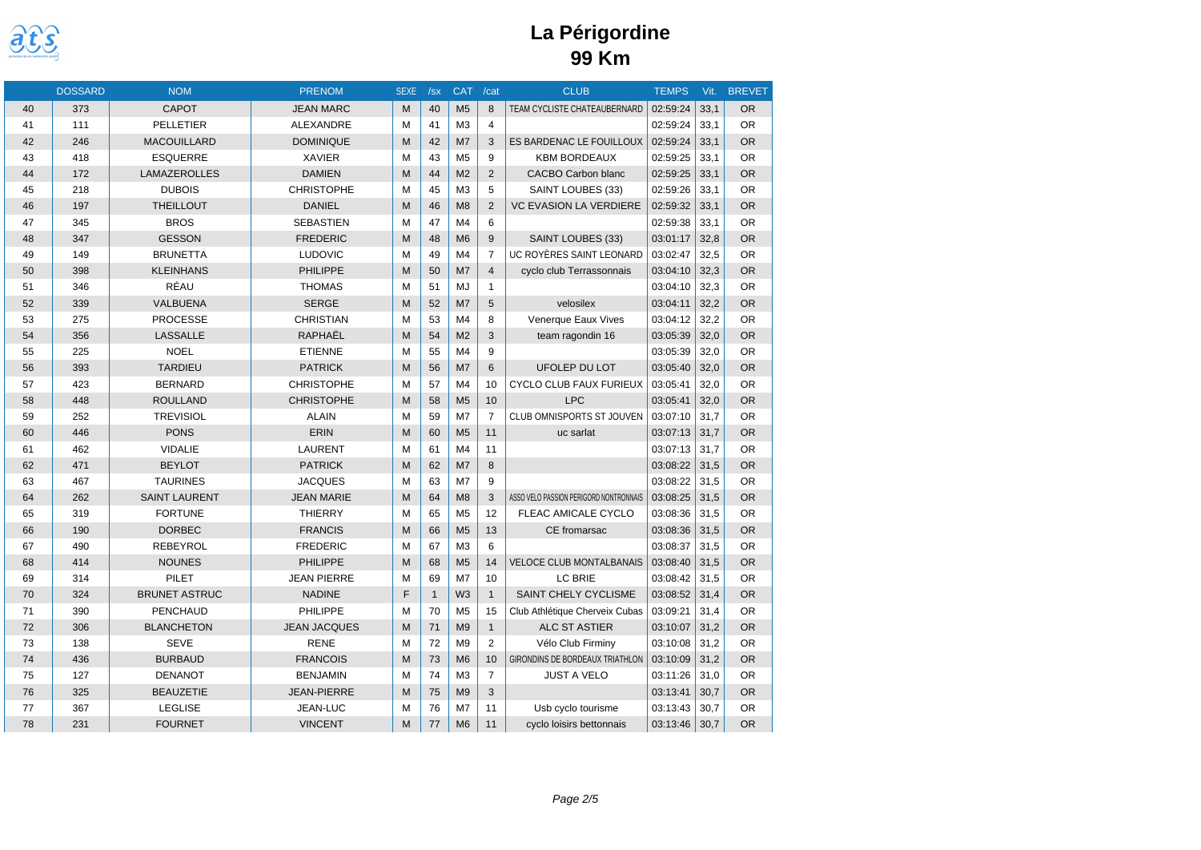# La Périgordine

## 99 Km

| | DOSSARD | NOM | PRENOM | SEXE | /sx | CAT | /cat | CLUB | TEMPS | Vit. | BREVET |
|---|---|---|---|---|---|---|---|---|---|---|---|
| 40 | 373 | CAPOT | JEAN MARC | M | 40 | M5 | 8 | TEAM CYCLISTE CHATEAUBERNARD | 02:59:24 | 33,1 | OR |
| 41 | 111 | PELLETIER | ALEXANDRE | M | 41 | M3 | 4 | | 02:59:24 | 33,1 | OR |
| 42 | 246 | MACOUILLARD | DOMINIQUE | M | 42 | M7 | 3 | ES BARDENAC LE FOUILLOUX | 02:59:24 | 33,1 | OR |
| 43 | 418 | ESQUERRE | XAVIER | M | 43 | M5 | 9 | KBM BORDEAUX | 02:59:25 | 33,1 | OR |
| 44 | 172 | LAMAZEROLLES | DAMIEN | M | 44 | M2 | 2 | CACBO Carbon blanc | 02:59:25 | 33,1 | OR |
| 45 | 218 | DUBOIS | CHRISTOPHE | M | 45 | M3 | 5 | SAINT LOUBES (33) | 02:59:26 | 33,1 | OR |
| 46 | 197 | THEILLOUT | DANIEL | M | 46 | M8 | 2 | VC EVASION LA VERDIERE | 02:59:32 | 33,1 | OR |
| 47 | 345 | BROS | SEBASTIEN | M | 47 | M4 | 6 | | 02:59:38 | 33,1 | OR |
| 48 | 347 | GESSON | FREDERIC | M | 48 | M6 | 9 | SAINT LOUBES (33) | 03:01:17 | 32,8 | OR |
| 49 | 149 | BRUNETTA | LUDOVIC | M | 49 | M4 | 7 | UC ROYÈRES SAINT LEONARD | 03:02:47 | 32,5 | OR |
| 50 | 398 | KLEINHANS | PHILIPPE | M | 50 | M7 | 4 | cyclo club Terrassonnais | 03:04:10 | 32,3 | OR |
| 51 | 346 | RÉAU | THOMAS | M | 51 | MJ | 1 | | 03:04:10 | 32,3 | OR |
| 52 | 339 | VALBUENA | SERGE | M | 52 | M7 | 5 | velosilex | 03:04:11 | 32,2 | OR |
| 53 | 275 | PROCESSE | CHRISTIAN | M | 53 | M4 | 8 | Venerque Eaux Vives | 03:04:12 | 32,2 | OR |
| 54 | 356 | LASSALLE | RAPHAËL | M | 54 | M2 | 3 | team ragondin 16 | 03:05:39 | 32,0 | OR |
| 55 | 225 | NOEL | ETIENNE | M | 55 | M4 | 9 | | 03:05:39 | 32,0 | OR |
| 56 | 393 | TARDIEU | PATRICK | M | 56 | M7 | 6 | UFOLEP DU LOT | 03:05:40 | 32,0 | OR |
| 57 | 423 | BERNARD | CHRISTOPHE | M | 57 | M4 | 10 | CYCLO CLUB FAUX FURIEUX | 03:05:41 | 32,0 | OR |
| 58 | 448 | ROULLAND | CHRISTOPHE | M | 58 | M5 | 10 | LPC | 03:05:41 | 32,0 | OR |
| 59 | 252 | TREVISIOL | ALAIN | M | 59 | M7 | 7 | CLUB OMNISPORTS ST JOUVEN | 03:07:10 | 31,7 | OR |
| 60 | 446 | PONS | ERIN | M | 60 | M5 | 11 | uc sarlat | 03:07:13 | 31,7 | OR |
| 61 | 462 | VIDALIE | LAURENT | M | 61 | M4 | 11 | | 03:07:13 | 31,7 | OR |
| 62 | 471 | BEYLOT | PATRICK | M | 62 | M7 | 8 | | 03:08:22 | 31,5 | OR |
| 63 | 467 | TAURINES | JACQUES | M | 63 | M7 | 9 | | 03:08:22 | 31,5 | OR |
| 64 | 262 | SAINT LAURENT | JEAN MARIE | M | 64 | M8 | 3 | ASSO VELO PASSION PERIGORD NONTRONNAIS | 03:08:25 | 31,5 | OR |
| 65 | 319 | FORTUNE | THIERRY | M | 65 | M5 | 12 | FLEAC AMICALE CYCLO | 03:08:36 | 31,5 | OR |
| 66 | 190 | DORBEC | FRANCIS | M | 66 | M5 | 13 | CE fromarsac | 03:08:36 | 31,5 | OR |
| 67 | 490 | REBEYROL | FREDERIC | M | 67 | M3 | 6 | | 03:08:37 | 31,5 | OR |
| 68 | 414 | NOUNES | PHILIPPE | M | 68 | M5 | 14 | VELOCE CLUB MONTALBANAIS | 03:08:40 | 31,5 | OR |
| 69 | 314 | PILET | JEAN PIERRE | M | 69 | M7 | 10 | LC BRIE | 03:08:42 | 31,5 | OR |
| 70 | 324 | BRUNET ASTRUC | NADINE | F | 1 | W3 | 1 | SAINT CHELY CYCLISME | 03:08:52 | 31,4 | OR |
| 71 | 390 | PENCHAUD | PHILIPPE | M | 70 | M5 | 15 | Club Athlétique Cherveix Cubas | 03:09:21 | 31,4 | OR |
| 72 | 306 | BLANCHETON | JEAN JACQUES | M | 71 | M9 | 1 | ALC ST ASTIER | 03:10:07 | 31,2 | OR |
| 73 | 138 | SEVE | RENE | M | 72 | M9 | 2 | Vélo Club Firminy | 03:10:08 | 31,2 | OR |
| 74 | 436 | BURBAUD | FRANCOIS | M | 73 | M6 | 10 | GIRONDINS DE BORDEAUX TRIATHLON | 03:10:09 | 31,2 | OR |
| 75 | 127 | DENANOT | BENJAMIN | M | 74 | M3 | 7 | JUST A VELO | 03:11:26 | 31,0 | OR |
| 76 | 325 | BEAUZETIE | JEAN-PIERRE | M | 75 | M9 | 3 | | 03:13:41 | 30,7 | OR |
| 77 | 367 | LEGLISE | JEAN-LUC | M | 76 | M7 | 11 | Usb cyclo tourisme | 03:13:43 | 30,7 | OR |
| 78 | 231 | FOURNET | VINCENT | M | 77 | M6 | 11 | cyclo loisirs bettonnais | 03:13:46 | 30,7 | OR |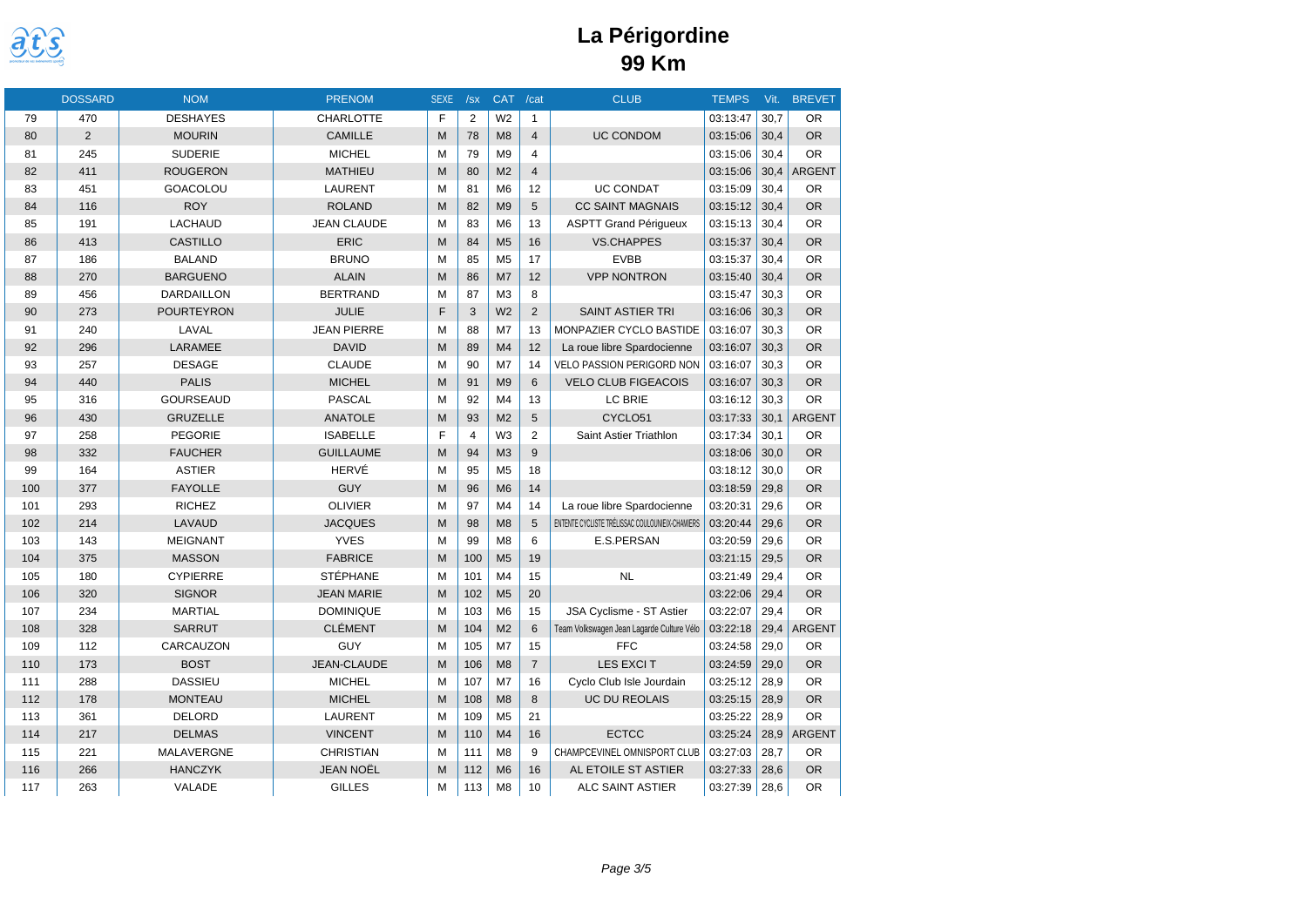# La Périgordine

## 99 Km

| | DOSSARD | NOM | PRENOM | SEXE | /sx | CAT | /cat | CLUB | TEMPS | Vit. | BREVET |
|---|---|---|---|---|---|---|---|---|---|---|---|
| 79 | 470 | DESHAYES | CHARLOTTE | F | 2 | W2 | 1 | | 03:13:47 | 30,7 | OR |
| 80 | 2 | MOURIN | CAMILLE | M | 78 | M8 | 4 | UC CONDOM | 03:15:06 | 30,4 | OR |
| 81 | 245 | SUDERIE | MICHEL | M | 79 | M9 | 4 | | 03:15:06 | 30,4 | OR |
| 82 | 411 | ROUGERON | MATHIEU | M | 80 | M2 | 4 | | 03:15:06 | 30,4 | ARGENT |
| 83 | 451 | GOACOLOU | LAURENT | M | 81 | M6 | 12 | UC CONDAT | 03:15:09 | 30,4 | OR |
| 84 | 116 | ROY | ROLAND | M | 82 | M9 | 5 | CC SAINT MAGNAIS | 03:15:12 | 30,4 | OR |
| 85 | 191 | LACHAUD | JEAN CLAUDE | M | 83 | M6 | 13 | ASPTT Grand Périgueux | 03:15:13 | 30,4 | OR |
| 86 | 413 | CASTILLO | ERIC | M | 84 | M5 | 16 | VS.CHAPPES | 03:15:37 | 30,4 | OR |
| 87 | 186 | BALAND | BRUNO | M | 85 | M5 | 17 | EVBB | 03:15:37 | 30,4 | OR |
| 88 | 270 | BARGUENO | ALAIN | M | 86 | M7 | 12 | VPP NONTRON | 03:15:40 | 30,4 | OR |
| 89 | 456 | DARDAILLON | BERTRAND | M | 87 | M3 | 8 | | 03:15:47 | 30,3 | OR |
| 90 | 273 | POURTEYRON | JULIE | F | 3 | W2 | 2 | SAINT ASTIER TRI | 03:16:06 | 30,3 | OR |
| 91 | 240 | LAVAL | JEAN PIERRE | M | 88 | M7 | 13 | MONPAZIER CYCLO BASTIDE | 03:16:07 | 30,3 | OR |
| 92 | 296 | LARAMEE | DAVID | M | 89 | M4 | 12 | La roue libre Spardocienne | 03:16:07 | 30,3 | OR |
| 93 | 257 | DESAGE | CLAUDE | M | 90 | M7 | 14 | VELO PASSION PERIGORD NON | 03:16:07 | 30,3 | OR |
| 94 | 440 | PALIS | MICHEL | M | 91 | M9 | 6 | VELO CLUB FIGEACOIS | 03:16:07 | 30,3 | OR |
| 95 | 316 | GOURSEAUD | PASCAL | M | 92 | M4 | 13 | LC BRIE | 03:16:12 | 30,3 | OR |
| 96 | 430 | GRUZELLE | ANATOLE | M | 93 | M2 | 5 | CYCLO51 | 03:17:33 | 30,1 | ARGENT |
| 97 | 258 | PEGORIE | ISABELLE | F | 4 | W3 | 2 | Saint Astier Triathlon | 03:17:34 | 30,1 | OR |
| 98 | 332 | FAUCHER | GUILLAUME | M | 94 | M3 | 9 | | 03:18:06 | 30,0 | OR |
| 99 | 164 | ASTIER | HERVÉ | M | 95 | M5 | 18 | | 03:18:12 | 30,0 | OR |
| 100 | 377 | FAYOLLE | GUY | M | 96 | M6 | 14 | | 03:18:59 | 29,8 | OR |
| 101 | 293 | RICHEZ | OLIVIER | M | 97 | M4 | 14 | La roue libre Spardocienne | 03:20:31 | 29,6 | OR |
| 102 | 214 | LAVAUD | JACQUES | M | 98 | M8 | 5 | ENTENTE CYCLISTE TRÉLISSAC COULOUNIEIX-CHAMIERS | 03:20:44 | 29,6 | OR |
| 103 | 143 | MEIGNANT | YVES | M | 99 | M8 | 6 | E.S.PERSAN | 03:20:59 | 29,6 | OR |
| 104 | 375 | MASSON | FABRICE | M | 100 | M5 | 19 | | 03:21:15 | 29,5 | OR |
| 105 | 180 | CYPIERRE | STÉPHANE | M | 101 | M4 | 15 | NL | 03:21:49 | 29,4 | OR |
| 106 | 320 | SIGNOR | JEAN MARIE | M | 102 | M5 | 20 | | 03:22:06 | 29,4 | OR |
| 107 | 234 | MARTIAL | DOMINIQUE | M | 103 | M6 | 15 | JSA Cyclisme - ST Astier | 03:22:07 | 29,4 | OR |
| 108 | 328 | SARRUT | CLÉMENT | M | 104 | M2 | 6 | Team Volkswagen Jean Lagarde Culture Vélo | 03:22:18 | 29,4 | ARGENT |
| 109 | 112 | CARCAUZON | GUY | M | 105 | M7 | 15 | FFC | 03:24:58 | 29,0 | OR |
| 110 | 173 | BOST | JEAN-CLAUDE | M | 106 | M8 | 7 | LES EXCI T | 03:24:59 | 29,0 | OR |
| 111 | 288 | DASSIEU | MICHEL | M | 107 | M7 | 16 | Cyclo Club Isle Jourdain | 03:25:12 | 28,9 | OR |
| 112 | 178 | MONTEAU | MICHEL | M | 108 | M8 | 8 | UC DU REOLAIS | 03:25:15 | 28,9 | OR |
| 113 | 361 | DELORD | LAURENT | M | 109 | M5 | 21 | | 03:25:22 | 28,9 | OR |
| 114 | 217 | DELMAS | VINCENT | M | 110 | M4 | 16 | ECTCC | 03:25:24 | 28,9 | ARGENT |
| 115 | 221 | MALAVERGNE | CHRISTIAN | M | 111 | M8 | 9 | CHAMPCEVINEL OMNISPORT CLUB | 03:27:03 | 28,7 | OR |
| 116 | 266 | HANCZYK | JEAN NOËL | M | 112 | M6 | 16 | AL ETOILE ST ASTIER | 03:27:33 | 28,6 | OR |
| 117 | 263 | VALADE | GILLES | M | 113 | M8 | 10 | ALC SAINT ASTIER | 03:27:39 | 28,6 | OR |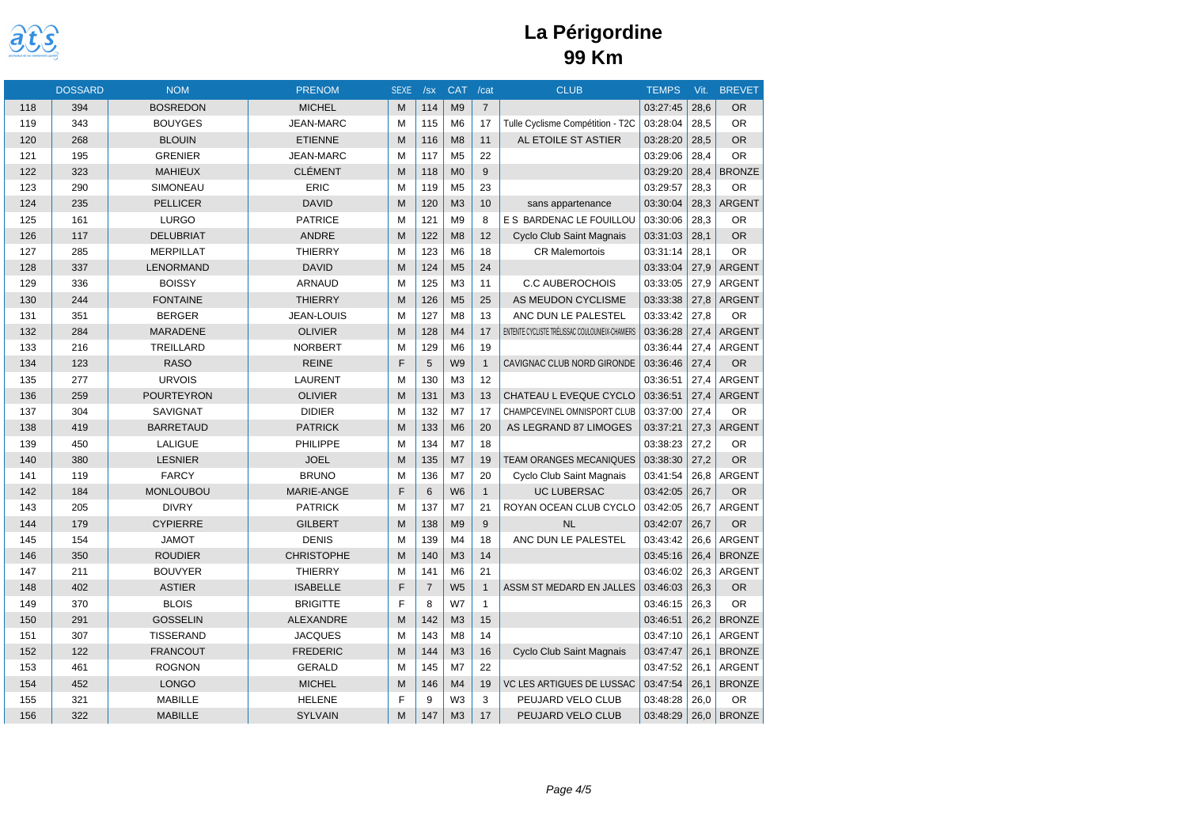# La Périgordine

## 99 Km

| | DOSSARD | NOM | PRENOM | SEXE | /sx | CAT | /cat | CLUB | TEMPS | Vit. | BREVET |
|---|---|---|---|---|---|---|---|---|---|---|---|
| 118 | 394 | BOSREDON | MICHEL | M | 114 | M9 | 7 | | 03:27:45 | 28,6 | OR |
| 119 | 343 | BOUYGES | JEAN-MARC | M | 115 | M6 | 17 | Tulle Cyclisme Compétition - T2C | 03:28:04 | 28,5 | OR |
| 120 | 268 | BLOUIN | ETIENNE | M | 116 | M8 | 11 | AL ETOILE ST ASTIER | 03:28:20 | 28,5 | OR |
| 121 | 195 | GRENIER | JEAN-MARC | M | 117 | M5 | 22 | | 03:29:06 | 28,4 | OR |
| 122 | 323 | MAHIEUX | CLÉMENT | M | 118 | M0 | 9 | | 03:29:20 | 28,4 | BRONZE |
| 123 | 290 | SIMONEAU | ERIC | M | 119 | M5 | 23 | | 03:29:57 | 28,3 | OR |
| 124 | 235 | PELLICER | DAVID | M | 120 | M3 | 10 | sans appartenance | 03:30:04 | 28,3 | ARGENT |
| 125 | 161 | LURGO | PATRICE | M | 121 | M9 | 8 | E S BARDENAC LE FOUILLOU | 03:30:06 | 28,3 | OR |
| 126 | 117 | DELUBRIAT | ANDRE | M | 122 | M8 | 12 | Cyclo Club Saint Magnais | 03:31:03 | 28,1 | OR |
| 127 | 285 | MERPILLAT | THIERRY | M | 123 | M6 | 18 | CR Malemortois | 03:31:14 | 28,1 | OR |
| 128 | 337 | LENORMAND | DAVID | M | 124 | M5 | 24 | | 03:33:04 | 27,9 | ARGENT |
| 129 | 336 | BOISSY | ARNAUD | M | 125 | M3 | 11 | C.C AUBEROCHOIS | 03:33:05 | 27,9 | ARGENT |
| 130 | 244 | FONTAINE | THIERRY | M | 126 | M5 | 25 | AS MEUDON CYCLISME | 03:33:38 | 27,8 | ARGENT |
| 131 | 351 | BERGER | JEAN-LOUIS | M | 127 | M8 | 13 | ANC DUN LE PALESTEL | 03:33:42 | 27,8 | OR |
| 132 | 284 | MARADENE | OLIVIER | M | 128 | M4 | 17 | ENTENTE CYCLISTE TRÉLISSAC COULOUNIEIX-CHAMIERS | 03:36:28 | 27,4 | ARGENT |
| 133 | 216 | TREILLARD | NORBERT | M | 129 | M6 | 19 | | 03:36:44 | 27,4 | ARGENT |
| 134 | 123 | RASO | REINE | F | 5 | W9 | 1 | CAVIGNAC CLUB NORD GIRONDE | 03:36:46 | 27,4 | OR |
| 135 | 277 | URVOIS | LAURENT | M | 130 | M3 | 12 | | 03:36:51 | 27,4 | ARGENT |
| 136 | 259 | POURTEYRON | OLIVIER | M | 131 | M3 | 13 | CHATEAU L EVEQUE CYCLO | 03:36:51 | 27,4 | ARGENT |
| 137 | 304 | SAVIGNAT | DIDIER | M | 132 | M7 | 17 | CHAMPCEVINEL OMNISPORT CLUB | 03:37:00 | 27,4 | OR |
| 138 | 419 | BARRETAUD | PATRICK | M | 133 | M6 | 20 | AS LEGRAND 87 LIMOGES | 03:37:21 | 27,3 | ARGENT |
| 139 | 450 | LALIGUE | PHILIPPE | M | 134 | M7 | 18 | | 03:38:23 | 27,2 | OR |
| 140 | 380 | LESNIER | JOEL | M | 135 | M7 | 19 | TEAM ORANGES MECANIQUES | 03:38:30 | 27,2 | OR |
| 141 | 119 | FARCY | BRUNO | M | 136 | M7 | 20 | Cyclo Club Saint Magnais | 03:41:54 | 26,8 | ARGENT |
| 142 | 184 | MONLOUBOU | MARIE-ANGE | F | 6 | W6 | 1 | UC LUBERSAC | 03:42:05 | 26,7 | OR |
| 143 | 205 | DIVRY | PATRICK | M | 137 | M7 | 21 | ROYAN OCEAN CLUB CYCLO | 03:42:05 | 26,7 | ARGENT |
| 144 | 179 | CYPIERRE | GILBERT | M | 138 | M9 | 9 | NL | 03:42:07 | 26,7 | OR |
| 145 | 154 | JAMOT | DENIS | M | 139 | M4 | 18 | ANC DUN LE PALESTEL | 03:43:42 | 26,6 | ARGENT |
| 146 | 350 | ROUDIER | CHRISTOPHE | M | 140 | M3 | 14 | | 03:45:16 | 26,4 | BRONZE |
| 147 | 211 | BOUVYER | THIERRY | M | 141 | M6 | 21 | | 03:46:02 | 26,3 | ARGENT |
| 148 | 402 | ASTIER | ISABELLE | F | 7 | W5 | 1 | ASSM ST MEDARD EN JALLES | 03:46:03 | 26,3 | OR |
| 149 | 370 | BLOIS | BRIGITTE | F | 8 | W7 | 1 | | 03:46:15 | 26,3 | OR |
| 150 | 291 | GOSSELIN | ALEXANDRE | M | 142 | M3 | 15 | | 03:46:51 | 26,2 | BRONZE |
| 151 | 307 | TISSERAND | JACQUES | M | 143 | M8 | 14 | | 03:47:10 | 26,1 | ARGENT |
| 152 | 122 | FRANCOUT | FREDERIC | M | 144 | M3 | 16 | Cyclo Club Saint Magnais | 03:47:47 | 26,1 | BRONZE |
| 153 | 461 | ROGNON | GERALD | M | 145 | M7 | 22 | | 03:47:52 | 26,1 | ARGENT |
| 154 | 452 | LONGO | MICHEL | M | 146 | M4 | 19 | VC LES ARTIGUES DE LUSSAC | 03:47:54 | 26,1 | BRONZE |
| 155 | 321 | MABILLE | HELENE | F | 9 | W3 | 3 | PEUJARD VELO CLUB | 03:48:28 | 26,0 | OR |
| 156 | 322 | MABILLE | SYLVAIN | M | 147 | M3 | 17 | PEUJARD VELO CLUB | 03:48:29 | 26,0 | BRONZE |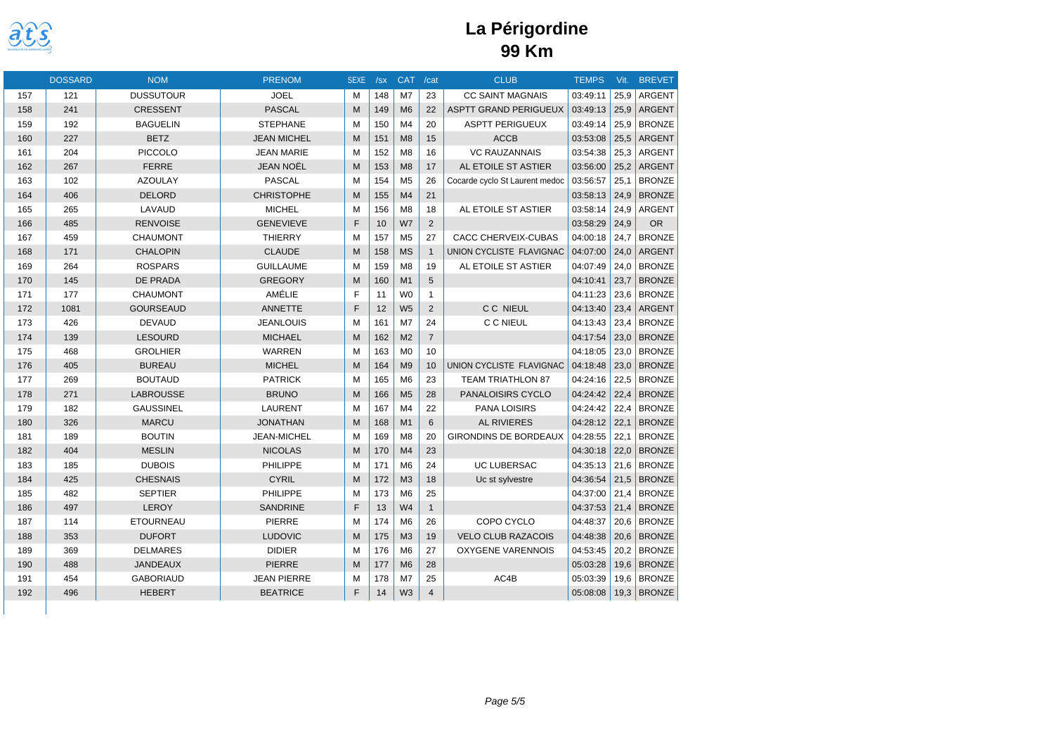# La Périgordine

## 99 Km

| | DOSSARD | NOM | PRENOM | SEXE | /sx | CAT | /cat | CLUB | TEMPS | Vit. | BREVET |
|---|---|---|---|---|---|---|---|---|---|---|---|
| 157 | 121 | DUSSUTOUR | JOEL | M | 148 | M7 | 23 | CC SAINT MAGNAIS | 03:49:11 | 25,9 | ARGENT |
| 158 | 241 | CRESSENT | PASCAL | M | 149 | M6 | 22 | ASPTT GRAND PERIGUEUX | 03:49:13 | 25,9 | ARGENT |
| 159 | 192 | BAGUELIN | STEPHANE | M | 150 | M4 | 20 | ASPTT PERIGUEUX | 03:49:14 | 25,9 | BRONZE |
| 160 | 227 | BETZ | JEAN MICHEL | M | 151 | M8 | 15 | ACCB | 03:53:08 | 25,5 | ARGENT |
| 161 | 204 | PICCOLO | JEAN MARIE | M | 152 | M8 | 16 | VC RAUZANNAIS | 03:54:38 | 25,3 | ARGENT |
| 162 | 267 | FERRE | JEAN NOËL | M | 153 | M8 | 17 | AL ETOILE ST ASTIER | 03:56:00 | 25,2 | ARGENT |
| 163 | 102 | AZOULAY | PASCAL | M | 154 | M5 | 26 | Cocarde cyclo St Laurent medoc | 03:56:57 | 25,1 | BRONZE |
| 164 | 406 | DELORD | CHRISTOPHE | M | 155 | M4 | 21 | | 03:58:13 | 24,9 | BRONZE |
| 165 | 265 | LAVAUD | MICHEL | M | 156 | M8 | 18 | AL ETOILE ST ASTIER | 03:58:14 | 24,9 | ARGENT |
| 166 | 485 | RENVOISE | GENEVIEVE | F | 10 | W7 | 2 | | 03:58:29 | 24,9 | OR |
| 167 | 459 | CHAUMONT | THIERRY | M | 157 | M5 | 27 | CACC CHERVEIX-CUBAS | 04:00:18 | 24,7 | BRONZE |
| 168 | 171 | CHALOPIN | CLAUDE | M | 158 | MS | 1 | UNION CYCLISTE FLAVIGNAC | 04:07:00 | 24,0 | ARGENT |
| 169 | 264 | ROSPARS | GUILLAUME | M | 159 | M8 | 19 | AL ETOILE ST ASTIER | 04:07:49 | 24,0 | BRONZE |
| 170 | 145 | DE PRADA | GREGORY | M | 160 | M1 | 5 | | 04:10:41 | 23,7 | BRONZE |
| 171 | 177 | CHAUMONT | AMÉLIE | F | 11 | W0 | 1 | | 04:11:23 | 23,6 | BRONZE |
| 172 | 1081 | GOURSEAUD | ANNETTE | F | 12 | W5 | 2 | C C NIEUL | 04:13:40 | 23,4 | ARGENT |
| 173 | 426 | DEVAUD | JEANLOUIS | M | 161 | M7 | 24 | C C NIEUL | 04:13:43 | 23,4 | BRONZE |
| 174 | 139 | LESOURD | MICHAEL | M | 162 | M2 | 7 | | 04:17:54 | 23,0 | BRONZE |
| 175 | 468 | GROLHIER | WARREN | M | 163 | M0 | 10 | | 04:18:05 | 23,0 | BRONZE |
| 176 | 405 | BUREAU | MICHEL | M | 164 | M9 | 10 | UNION CYCLISTE FLAVIGNAC | 04:18:48 | 23,0 | BRONZE |
| 177 | 269 | BOUTAUD | PATRICK | M | 165 | M6 | 23 | TEAM TRIATHLON 87 | 04:24:16 | 22,5 | BRONZE |
| 178 | 271 | LABROUSSE | BRUNO | M | 166 | M5 | 28 | PANALOISIRS CYCLO | 04:24:42 | 22,4 | BRONZE |
| 179 | 182 | GAUSSINEL | LAURENT | M | 167 | M4 | 22 | PANA LOISIRS | 04:24:42 | 22,4 | BRONZE |
| 180 | 326 | MARCU | JONATHAN | M | 168 | M1 | 6 | AL RIVIERES | 04:28:12 | 22,1 | BRONZE |
| 181 | 189 | BOUTIN | JEAN-MICHEL | M | 169 | M8 | 20 | GIRONDINS DE BORDEAUX | 04:28:55 | 22,1 | BRONZE |
| 182 | 404 | MESLIN | NICOLAS | M | 170 | M4 | 23 | | 04:30:18 | 22,0 | BRONZE |
| 183 | 185 | DUBOIS | PHILIPPE | M | 171 | M6 | 24 | UC LUBERSAC | 04:35:13 | 21,6 | BRONZE |
| 184 | 425 | CHESNAIS | CYRIL | M | 172 | M3 | 18 | Uc st sylvestre | 04:36:54 | 21,5 | BRONZE |
| 185 | 482 | SEPTIER | PHILIPPE | M | 173 | M6 | 25 | | 04:37:00 | 21,4 | BRONZE |
| 186 | 497 | LEROY | SANDRINE | F | 13 | W4 | 1 | | 04:37:53 | 21,4 | BRONZE |
| 187 | 114 | ETOURNEAU | PIERRE | M | 174 | M6 | 26 | COPO CYCLO | 04:48:37 | 20,6 | BRONZE |
| 188 | 353 | DUFORT | LUDOVIC | M | 175 | M3 | 19 | VELO CLUB RAZACOIS | 04:48:38 | 20,6 | BRONZE |
| 189 | 369 | DELMARES | DIDIER | M | 176 | M6 | 27 | OXYGENE VARENNOIS | 04:53:45 | 20,2 | BRONZE |
| 190 | 488 | JANDEAUX | PIERRE | M | 177 | M6 | 28 | | 05:03:28 | 19,6 | BRONZE |
| 191 | 454 | GABORIAUD | JEAN PIERRE | M | 178 | M7 | 25 | AC4B | 05:03:39 | 19,6 | BRONZE |
| 192 | 496 | HEBERT | BEATRICE | F | 14 | W3 | 4 | | 05:08:08 | 19,3 | BRONZE |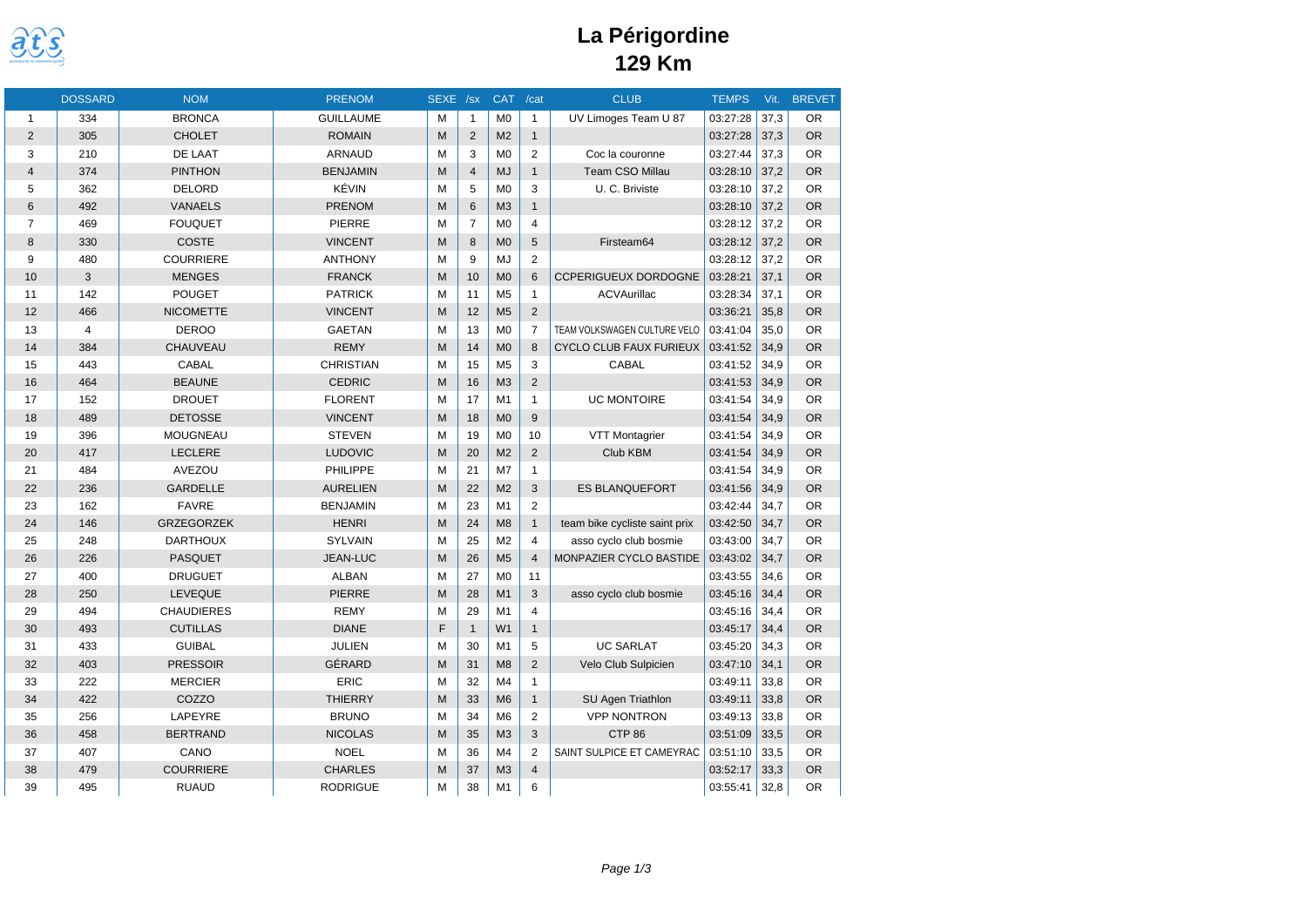# La Périgordine

## 129 Km

| | DOSSARD | NOM | PRENOM | SEXE | /sx | CAT | /cat | CLUB | TEMPS | Vit. | BREVET |
|---|---|---|---|---|---|---|---|---|---|---|---|
| 1 | 334 | BRONCA | GUILLAUME | M | 1 | M0 | 1 | UV Limoges Team U 87 | 03:27:28 | 37,3 | OR |
| 2 | 305 | CHOLET | ROMAIN | M | 2 | M2 | 1 | | 03:27:28 | 37,3 | OR |
| 3 | 210 | DE LAAT | ARNAUD | M | 3 | M0 | 2 | Coc la couronne | 03:27:44 | 37,3 | OR |
| 4 | 374 | PINTHON | BENJAMIN | M | 4 | MJ | 1 | Team CSO Millau | 03:28:10 | 37,2 | OR |
| 5 | 362 | DELORD | KÉVIN | M | 5 | M0 | 3 | U. C. Briviste | 03:28:10 | 37,2 | OR |
| 6 | 492 | VANAELS | PRENOM | M | 6 | M3 | 1 | | 03:28:10 | 37,2 | OR |
| 7 | 469 | FOUQUET | PIERRE | M | 7 | M0 | 4 | | 03:28:12 | 37,2 | OR |
| 8 | 330 | COSTE | VINCENT | M | 8 | M0 | 5 | Firsteam64 | 03:28:12 | 37,2 | OR |
| 9 | 480 | COURRIERE | ANTHONY | M | 9 | MJ | 2 | | 03:28:12 | 37,2 | OR |
| 10 | 3 | MENGES | FRANCK | M | 10 | M0 | 6 | CCPERIGUEUX DORDOGNE | 03:28:21 | 37,1 | OR |
| 11 | 142 | POUGET | PATRICK | M | 11 | M5 | 1 | ACVAurillac | 03:28:34 | 37,1 | OR |
| 12 | 466 | NICOMETTE | VINCENT | M | 12 | M5 | 2 | | 03:36:21 | 35,8 | OR |
| 13 | 4 | DEROO | GAETAN | M | 13 | M0 | 7 | TEAM VOLKSWAGEN CULTURE VELO | 03:41:04 | 35,0 | OR |
| 14 | 384 | CHAUVEAU | REMY | M | 14 | M0 | 8 | CYCLO CLUB FAUX FURIEUX | 03:41:52 | 34,9 | OR |
| 15 | 443 | CABAL | CHRISTIAN | M | 15 | M5 | 3 | CABAL | 03:41:52 | 34,9 | OR |
| 16 | 464 | BEAUNE | CEDRIC | M | 16 | M3 | 2 | | 03:41:53 | 34,9 | OR |
| 17 | 152 | DROUET | FLORENT | M | 17 | M1 | 1 | UC MONTOIRE | 03:41:54 | 34,9 | OR |
| 18 | 489 | DETOSSE | VINCENT | M | 18 | M0 | 9 | | 03:41:54 | 34,9 | OR |
| 19 | 396 | MOUGNEAU | STEVEN | M | 19 | M0 | 10 | VTT Montagrier | 03:41:54 | 34,9 | OR |
| 20 | 417 | LECLERE | LUDOVIC | M | 20 | M2 | 2 | Club KBM | 03:41:54 | 34,9 | OR |
| 21 | 484 | AVEZOU | PHILIPPE | M | 21 | M7 | 1 | | 03:41:54 | 34,9 | OR |
| 22 | 236 | GARDELLE | AURELIEN | M | 22 | M2 | 3 | ES BLANQUEFORT | 03:41:56 | 34,9 | OR |
| 23 | 162 | FAVRE | BENJAMIN | M | 23 | M1 | 2 | | 03:42:44 | 34,7 | OR |
| 24 | 146 | GRZEGORZEK | HENRI | M | 24 | M8 | 1 | team bike cycliste saint prix | 03:42:50 | 34,7 | OR |
| 25 | 248 | DARTHOUX | SYLVAIN | M | 25 | M2 | 4 | asso cyclo club bosmie | 03:43:00 | 34,7 | OR |
| 26 | 226 | PASQUET | JEAN-LUC | M | 26 | M5 | 4 | MONPAZIER CYCLO BASTIDE | 03:43:02 | 34,7 | OR |
| 27 | 400 | DRUGUET | ALBAN | M | 27 | M0 | 11 | | 03:43:55 | 34,6 | OR |
| 28 | 250 | LEVEQUE | PIERRE | M | 28 | M1 | 3 | asso cyclo club bosmie | 03:45:16 | 34,4 | OR |
| 29 | 494 | CHAUDIERES | REMY | M | 29 | M1 | 4 | | 03:45:16 | 34,4 | OR |
| 30 | 493 | CUTILLAS | DIANE | F | 1 | W1 | 1 | | 03:45:17 | 34,4 | OR |
| 31 | 433 | GUIBAL | JULIEN | M | 30 | M1 | 5 | UC SARLAT | 03:45:20 | 34,3 | OR |
| 32 | 403 | PRESSOIR | GÉRARD | M | 31 | M8 | 2 | Velo Club Sulpicien | 03:47:10 | 34,1 | OR |
| 33 | 222 | MERCIER | ERIC | M | 32 | M4 | 1 | | 03:49:11 | 33,8 | OR |
| 34 | 422 | COZZO | THIERRY | M | 33 | M6 | 1 | SU Agen Triathlon | 03:49:11 | 33,8 | OR |
| 35 | 256 | LAPEYRE | BRUNO | M | 34 | M6 | 2 | VPP NONTRON | 03:49:13 | 33,8 | OR |
| 36 | 458 | BERTRAND | NICOLAS | M | 35 | M3 | 3 | CTP 86 | 03:51:09 | 33,5 | OR |
| 37 | 407 | CANO | NOEL | M | 36 | M4 | 2 | SAINT SULPICE ET CAMEYRAC | 03:51:10 | 33,5 | OR |
| 38 | 479 | COURRIERE | CHARLES | M | 37 | M3 | 4 | | 03:52:17 | 33,3 | OR |
| 39 | 495 | RUAUD | RODRIGUE | M | 38 | M1 | 6 | | 03:55:41 | 32,8 | OR |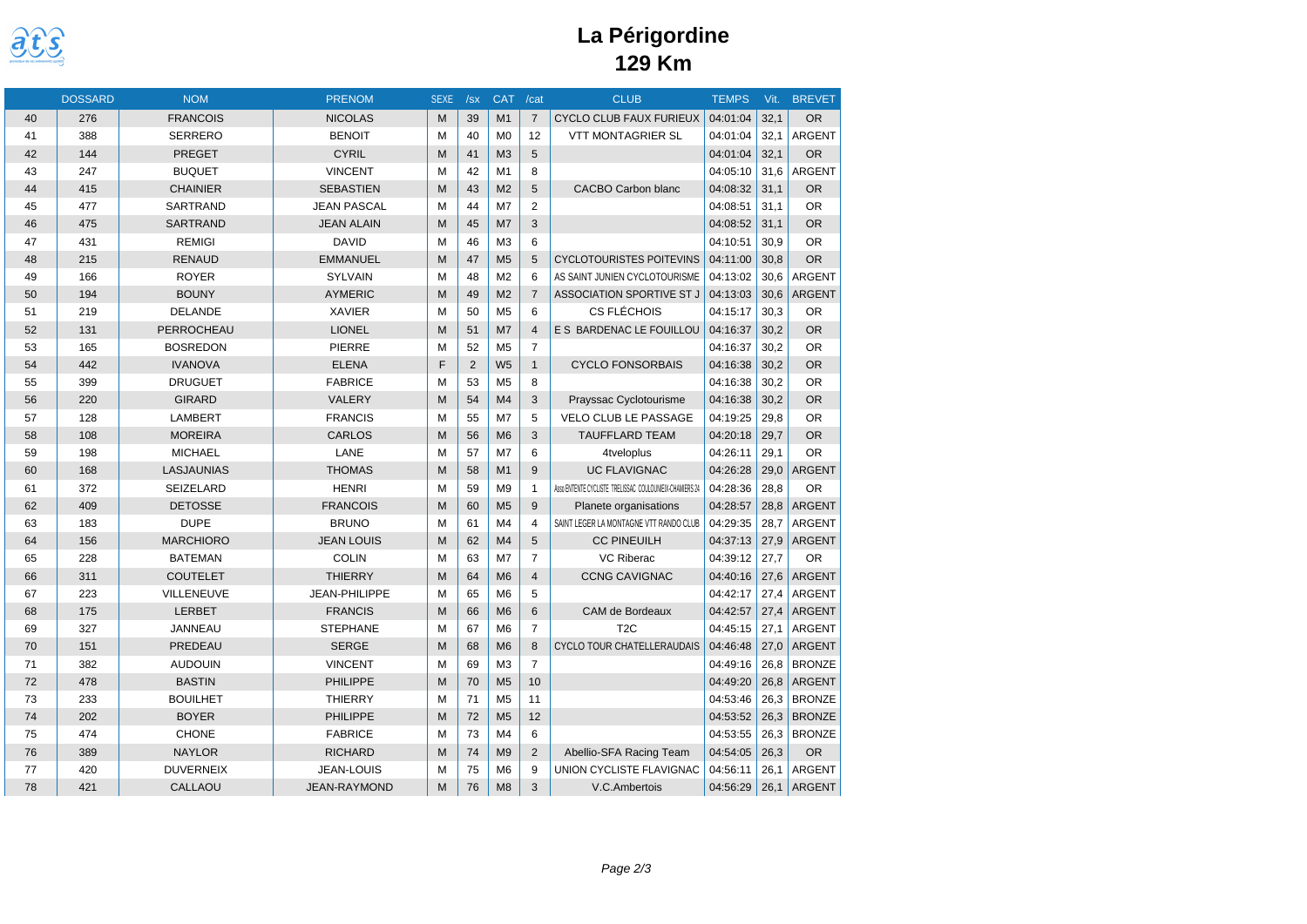# La Périgordine

## 129 Km

| | DOSSARD | NOM | PRENOM | SEXE | /sx | CAT | /cat | CLUB | TEMPS | Vit. | BREVET |
|---|---|---|---|---|---|---|---|---|---|---|---|
| 40 | 276 | FRANCOIS | NICOLAS | M | 39 | M1 | 7 | CYCLO CLUB FAUX FURIEUX | 04:01:04 | 32,1 | OR |
| 41 | 388 | SERRERO | BENOIT | M | 40 | M0 | 12 | VTT MONTAGRIER SL | 04:01:04 | 32,1 | ARGENT |
| 42 | 144 | PREGET | CYRIL | M | 41 | M3 | 5 | | 04:01:04 | 32,1 | OR |
| 43 | 247 | BUQUET | VINCENT | M | 42 | M1 | 8 | | 04:05:10 | 31,6 | ARGENT |
| 44 | 415 | CHAINIER | SEBASTIEN | M | 43 | M2 | 5 | CACBO Carbon blanc | 04:08:32 | 31,1 | OR |
| 45 | 477 | SARTRAND | JEAN PASCAL | M | 44 | M7 | 2 | | 04:08:51 | 31,1 | OR |
| 46 | 475 | SARTRAND | JEAN ALAIN | M | 45 | M7 | 3 | | 04:08:52 | 31,1 | OR |
| 47 | 431 | REMIGI | DAVID | M | 46 | M3 | 6 | | 04:10:51 | 30,9 | OR |
| 48 | 215 | RENAUD | EMMANUEL | M | 47 | M5 | 5 | CYCLOTOURISTES POITEVINS | 04:11:00 | 30,8 | OR |
| 49 | 166 | ROYER | SYLVAIN | M | 48 | M2 | 6 | AS SAINT JUNIEN CYCLOTOURISME | 04:13:02 | 30,6 | ARGENT |
| 50 | 194 | BOUNY | AYMERIC | M | 49 | M2 | 7 | ASSOCIATION SPORTIVE ST J | 04:13:03 | 30,6 | ARGENT |
| 51 | 219 | DELANDE | XAVIER | M | 50 | M5 | 6 | CS FLÉCHOIS | 04:15:17 | 30,3 | OR |
| 52 | 131 | PERROCHEAU | LIONEL | M | 51 | M7 | 4 | E S BARDENAC LE FOUILLOU | 04:16:37 | 30,2 | OR |
| 53 | 165 | BOSREDON | PIERRE | M | 52 | M5 | 7 | | 04:16:37 | 30,2 | OR |
| 54 | 442 | IVANOVA | ELENA | F | 2 | W5 | 1 | CYCLO FONSORBAIS | 04:16:38 | 30,2 | OR |
| 55 | 399 | DRUGUET | FABRICE | M | 53 | M5 | 8 | | 04:16:38 | 30,2 | OR |
| 56 | 220 | GIRARD | VALERY | M | 54 | M4 | 3 | Prayssac Cyclotourisme | 04:16:38 | 30,2 | OR |
| 57 | 128 | LAMBERT | FRANCIS | M | 55 | M7 | 5 | VELO CLUB LE PASSAGE | 04:19:25 | 29,8 | OR |
| 58 | 108 | MOREIRA | CARLOS | M | 56 | M6 | 3 | TAUFFLARD TEAM | 04:20:18 | 29,7 | OR |
| 59 | 198 | MICHAEL | LANE | M | 57 | M7 | 6 | 4tveloplus | 04:26:11 | 29,1 | OR |
| 60 | 168 | LASJAUNIAS | THOMAS | M | 58 | M1 | 9 | UC FLAVIGNAC | 04:26:28 | 29,0 | ARGENT |
| 61 | 372 | SEIZELARD | HENRI | M | 59 | M9 | 1 | Asso ENTENTE CYCLISTE TRELISSAC COULOUNIEIX-CHAMIERS 24 | 04:28:36 | 28,8 | OR |
| 62 | 409 | DETOSSE | FRANCOIS | M | 60 | M5 | 9 | Planete organisations | 04:28:57 | 28,8 | ARGENT |
| 63 | 183 | DUPE | BRUNO | M | 61 | M4 | 4 | SAINT LEGER LA MONTAGNE VTT RANDO CLUB | 04:29:35 | 28,7 | ARGENT |
| 64 | 156 | MARCHIORO | JEAN LOUIS | M | 62 | M4 | 5 | CC PINEUILH | 04:37:13 | 27,9 | ARGENT |
| 65 | 228 | BATEMAN | COLIN | M | 63 | M7 | 7 | VC Riberac | 04:39:12 | 27,7 | OR |
| 66 | 311 | COUTELET | THIERRY | M | 64 | M6 | 4 | CCNG CAVIGNAC | 04:40:16 | 27,6 | ARGENT |
| 67 | 223 | VILLENEUVE | JEAN-PHILIPPE | M | 65 | M6 | 5 | | 04:42:17 | 27,4 | ARGENT |
| 68 | 175 | LERBET | FRANCIS | M | 66 | M6 | 6 | CAM de Bordeaux | 04:42:57 | 27,4 | ARGENT |
| 69 | 327 | JANNEAU | STEPHANE | M | 67 | M6 | 7 | T2C | 04:45:15 | 27,1 | ARGENT |
| 70 | 151 | PREDEAU | SERGE | M | 68 | M6 | 8 | CYCLO TOUR CHATELLERAUDAIS | 04:46:48 | 27,0 | ARGENT |
| 71 | 382 | AUDOUIN | VINCENT | M | 69 | M3 | 7 | | 04:49:16 | 26,8 | BRONZE |
| 72 | 478 | BASTIN | PHILIPPE | M | 70 | M5 | 10 | | 04:49:20 | 26,8 | ARGENT |
| 73 | 233 | BOUILHET | THIERRY | M | 71 | M5 | 11 | | 04:53:46 | 26,3 | BRONZE |
| 74 | 202 | BOYER | PHILIPPE | M | 72 | M5 | 12 | | 04:53:52 | 26,3 | BRONZE |
| 75 | 474 | CHONE | FABRICE | M | 73 | M4 | 6 | | 04:53:55 | 26,3 | BRONZE |
| 76 | 389 | NAYLOR | RICHARD | M | 74 | M9 | 2 | Abellio-SFA Racing Team | 04:54:05 | 26,3 | OR |
| 77 | 420 | DUVERNEIX | JEAN-LOUIS | M | 75 | M6 | 9 | UNION CYCLISTE FLAVIGNAC | 04:56:11 | 26,1 | ARGENT |
| 78 | 421 | CALLAOU | JEAN-RAYMOND | M | 76 | M8 | 3 | V.C.Ambertois | 04:56:29 | 26,1 | ARGENT |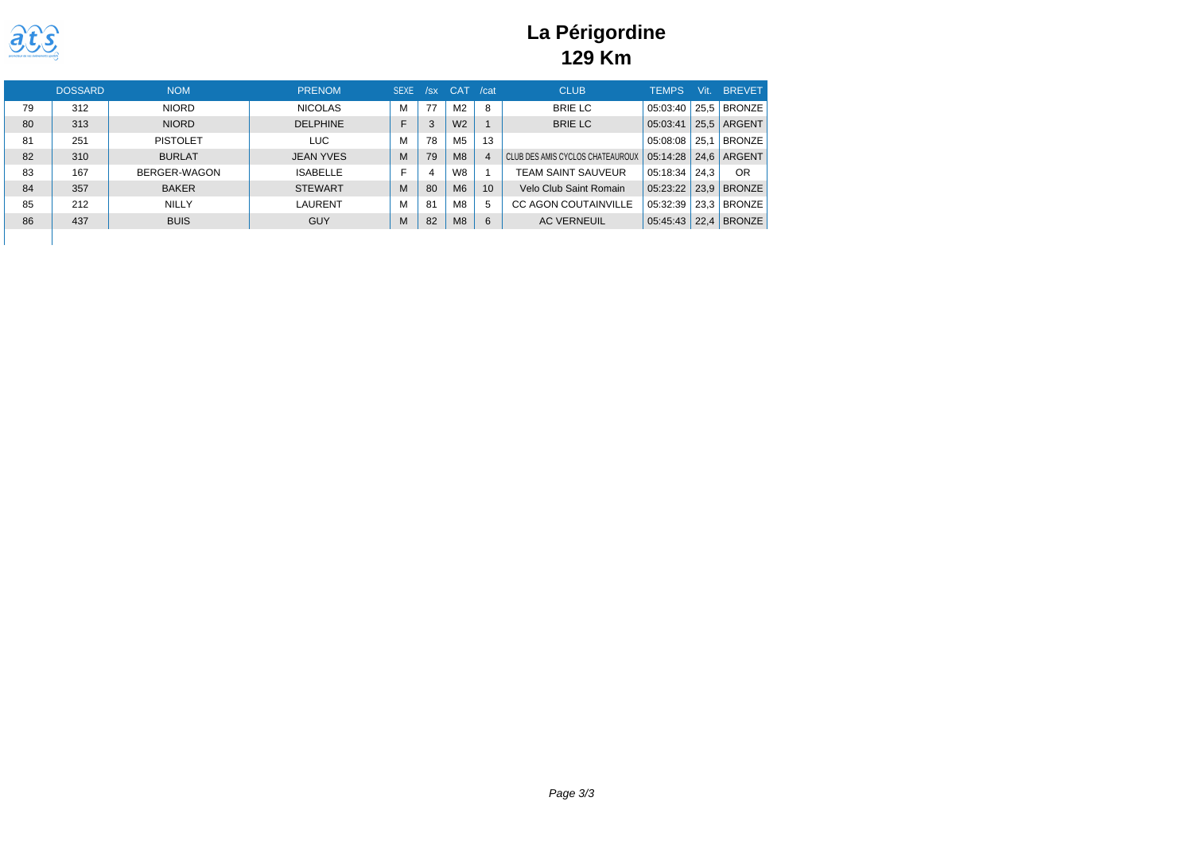# La Périgordine

## 129 Km

| | DOSSARD | NOM | PRENOM | SEXE | /sx | CAT | /cat | CLUB | TEMPS | Vit. | BREVET |
|---|---|---|---|---|---|---|---|---|---|---|---|
| 79 | 312 | NIORD | NICOLAS | M | 77 | M2 | 8 | BRIE LC | 05:03:40 | 25,5 | BRONZE |
| 80 | 313 | NIORD | DELPHINE | F | 3 | W2 | 1 | BRIE LC | 05:03:41 | 25,5 | ARGENT |
| 81 | 251 | PISTOLET | LUC | M | 78 | M5 | 13 | | 05:08:08 | 25,1 | BRONZE |
| 82 | 310 | BURLAT | JEAN YVES | M | 79 | M8 | 4 | CLUB DES AMIS CYCLOS CHATEAUROUX | 05:14:28 | 24,6 | ARGENT |
| 83 | 167 | BERGER-WAGON | ISABELLE | F | 4 | W8 | 1 | TEAM SAINT SAUVEUR | 05:18:34 | 24,3 | OR |
| 84 | 357 | BAKER | STEWART | M | 80 | M6 | 10 | Velo Club Saint Romain | 05:23:22 | 23,9 | BRONZE |
| 85 | 212 | NILLY | LAURENT | M | 81 | M8 | 5 | CC AGON COUTAINVILLE | 05:32:39 | 23,3 | BRONZE |
| 86 | 437 | BUIS | GUY | M | 82 | M8 | 6 | AC VERNEUIL | 05:45:43 | 22,4 | BRONZE |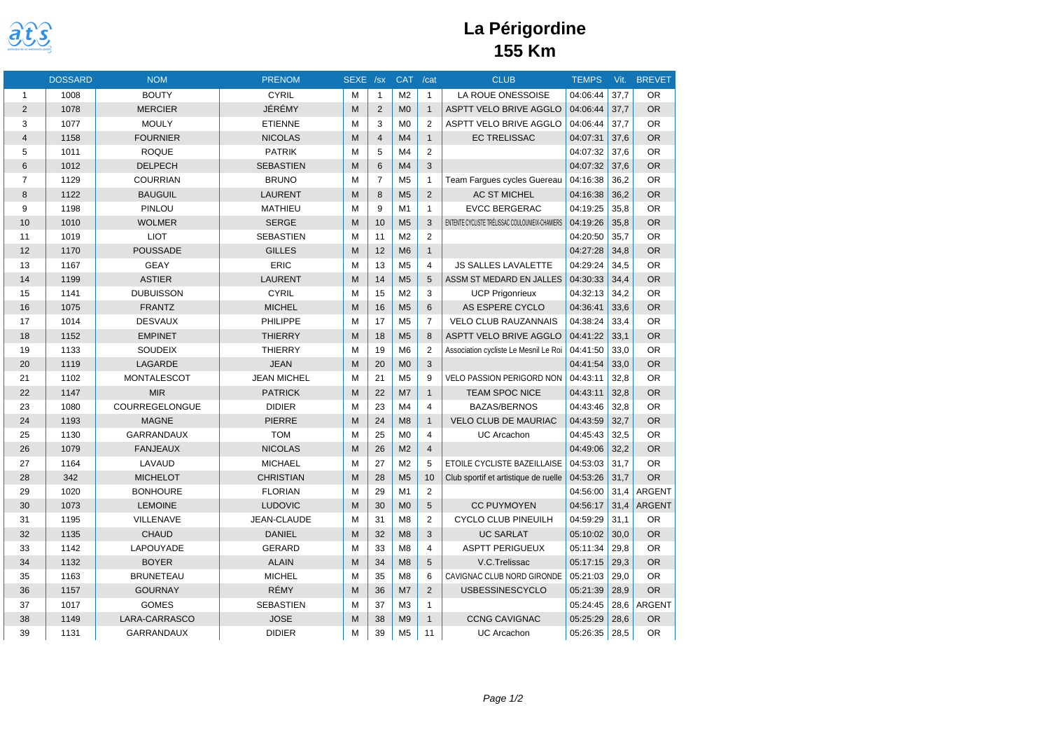# La Périgordine
## 155 Km

| | DOSSARD | NOM | PRENOM | SEXE | /sx | CAT | /cat | CLUB | TEMPS | Vit. | BREVET |
|---|---|---|---|---|---|---|---|---|---|---|---|
| 1 | 1008 | BOUTY | CYRIL | M | 1 | M2 | 1 | LA ROUE ONESSOISE | 04:06:44 | 37,7 | OR |
| 2 | 1078 | MERCIER | JÉRÉMY | M | 2 | M0 | 1 | ASPTT VELO BRIVE AGGLO | 04:06:44 | 37,7 | OR |
| 3 | 1077 | MOULY | ETIENNE | M | 3 | M0 | 2 | ASPTT VELO BRIVE AGGLO | 04:06:44 | 37,7 | OR |
| 4 | 1158 | FOURNIER | NICOLAS | M | 4 | M4 | 1 | EC TRELISSAC | 04:07:31 | 37,6 | OR |
| 5 | 1011 | ROQUE | PATRIK | M | 5 | M4 | 2 | | 04:07:32 | 37,6 | OR |
| 6 | 1012 | DELPECH | SEBASTIEN | M | 6 | M4 | 3 | | 04:07:32 | 37,6 | OR |
| 7 | 1129 | COURRIAN | BRUNO | M | 7 | M5 | 1 | Team Fargues cycles Guereau | 04:16:38 | 36,2 | OR |
| 8 | 1122 | BAUGUIL | LAURENT | M | 8 | M5 | 2 | AC ST MICHEL | 04:16:38 | 36,2 | OR |
| 9 | 1198 | PINLOU | MATHIEU | M | 9 | M1 | 1 | EVCC BERGERAC | 04:19:25 | 35,8 | OR |
| 10 | 1010 | WOLMER | SERGE | M | 10 | M5 | 3 | ENTENTE CYCLISTE TRÉLISSAC COULOUNIEIX-CHAMIERS | 04:19:26 | 35,8 | OR |
| 11 | 1019 | LIOT | SEBASTIEN | M | 11 | M2 | 2 | | 04:20:50 | 35,7 | OR |
| 12 | 1170 | POUSSADE | GILLES | M | 12 | M6 | 1 | | 04:27:28 | 34,8 | OR |
| 13 | 1167 | GEAY | ERIC | M | 13 | M5 | 4 | JS SALLES LAVALETTE | 04:29:24 | 34,5 | OR |
| 14 | 1199 | ASTIER | LAURENT | M | 14 | M5 | 5 | ASSM ST MEDARD EN JALLES | 04:30:33 | 34,4 | OR |
| 15 | 1141 | DUBUISSON | CYRIL | M | 15 | M2 | 3 | UCP Prigonrieux | 04:32:13 | 34,2 | OR |
| 16 | 1075 | FRANTZ | MICHEL | M | 16 | M5 | 6 | AS ESPERE CYCLO | 04:36:41 | 33,6 | OR |
| 17 | 1014 | DESVAUX | PHILIPPE | M | 17 | M5 | 7 | VELO CLUB RAUZANNAIS | 04:38:24 | 33,4 | OR |
| 18 | 1152 | EMPINET | THIERRY | M | 18 | M5 | 8 | ASPTT VELO BRIVE AGGLO | 04:41:22 | 33,1 | OR |
| 19 | 1133 | SOUDEIX | THIERRY | M | 19 | M6 | 2 | Association cycliste Le Mesnil Le Roi | 04:41:50 | 33,0 | OR |
| 20 | 1119 | LAGARDE | JEAN | M | 20 | M0 | 3 | | 04:41:54 | 33,0 | OR |
| 21 | 1102 | MONTALESCOT | JEAN MICHEL | M | 21 | M5 | 9 | VELO PASSION PERIGORD NON | 04:43:11 | 32,8 | OR |
| 22 | 1147 | MIR | PATRICK | M | 22 | M7 | 1 | TEAM SPOC NICE | 04:43:11 | 32,8 | OR |
| 23 | 1080 | COURREGELONGUE | DIDIER | M | 23 | M4 | 4 | BAZAS/BERNOS | 04:43:46 | 32,8 | OR |
| 24 | 1193 | MAGNE | PIERRE | M | 24 | M8 | 1 | VELO CLUB DE MAURIAC | 04:43:59 | 32,7 | OR |
| 25 | 1130 | GARRANDAUX | TOM | M | 25 | M0 | 4 | UC Arcachon | 04:45:43 | 32,5 | OR |
| 26 | 1079 | FANJEAUX | NICOLAS | M | 26 | M2 | 4 | | 04:49:06 | 32,2 | OR |
| 27 | 1164 | LAVAUD | MICHAEL | M | 27 | M2 | 5 | ETOILE CYCLISTE BAZEILLAISE | 04:53:03 | 31,7 | OR |
| 28 | 342 | MICHELOT | CHRISTIAN | M | 28 | M5 | 10 | Club sportif et artistique de ruelle | 04:53:26 | 31,7 | OR |
| 29 | 1020 | BONHOURE | FLORIAN | M | 29 | M1 | 2 | | 04:56:00 | 31,4 | ARGENT |
| 30 | 1073 | LEMOINE | LUDOVIC | M | 30 | M0 | 5 | CC PUYMOYEN | 04:56:17 | 31,4 | ARGENT |
| 31 | 1195 | VILLENAVE | JEAN-CLAUDE | M | 31 | M8 | 2 | CYCLO CLUB PINEUILH | 04:59:29 | 31,1 | OR |
| 32 | 1135 | CHAUD | DANIEL | M | 32 | M8 | 3 | UC SARLAT | 05:10:02 | 30,0 | OR |
| 33 | 1142 | LAPOUYADE | GERARD | M | 33 | M8 | 4 | ASPTT PERIGUEUX | 05:11:34 | 29,8 | OR |
| 34 | 1132 | BOYER | ALAIN | M | 34 | M8 | 5 | V.C.Trelissac | 05:17:15 | 29,3 | OR |
| 35 | 1163 | BRUNETEAU | MICHEL | M | 35 | M8 | 6 | CAVIGNAC CLUB NORD GIRONDE | 05:21:03 | 29,0 | OR |
| 36 | 1157 | GOURNAY | RÉMY | M | 36 | M7 | 2 | USBESSINESCYCLO | 05:21:39 | 28,9 | OR |
| 37 | 1017 | GOMES | SEBASTIEN | M | 37 | M3 | 1 | | 05:24:45 | 28,6 | ARGENT |
| 38 | 1149 | LARA-CARRASCO | JOSE | M | 38 | M9 | 1 | CCNG CAVIGNAC | 05:25:29 | 28,6 | OR |
| 39 | 1131 | GARRANDAUX | DIDIER | M | 39 | M5 | 11 | UC Arcachon | 05:26:35 | 28,5 | OR |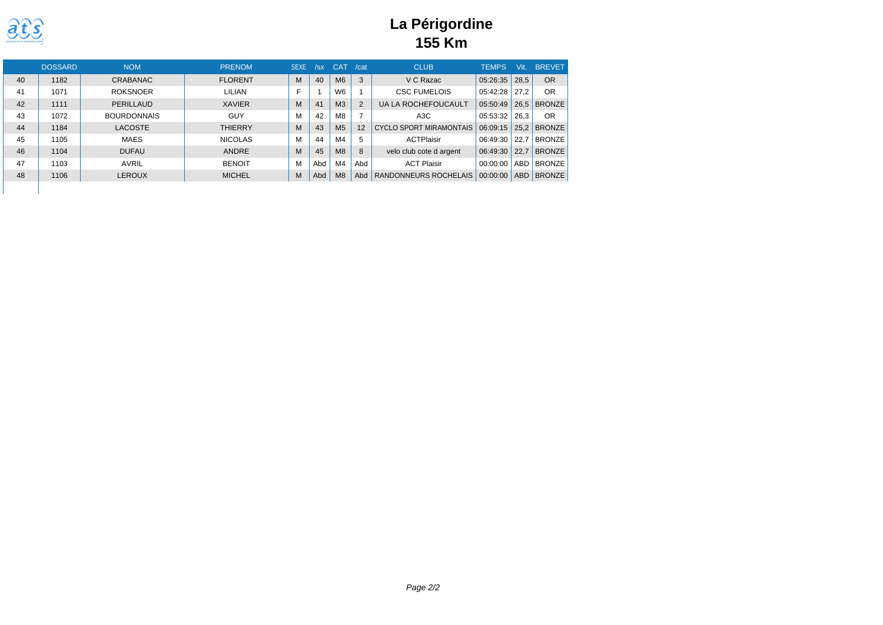# La Périgordine
## 155 Km

| | DOSSARD | NOM | PRENOM | SEXE | /sx | CAT | /cat | CLUB | TEMPS | Vit. | BREVET |
|---|---|---|---|---|---|---|---|---|---|---|---|
| 40 | 1182 | CRABANAC | FLORENT | M | 40 | M6 | 3 | V C Razac | 05:26:35 | 28,5 | OR |
| 41 | 1071 | ROKSNOER | LILIAN | F | 1 | W6 | 1 | CSC FUMELOIS | 05:42:28 | 27,2 | OR |
| 42 | 1111 | PERILLAUD | XAVIER | M | 41 | M3 | 2 | UA LA ROCHEFOUCAULT | 05:50:49 | 26,5 | BRONZE |
| 43 | 1072 | BOURDONNAIS | GUY | M | 42 | M8 | 7 | A3C | 05:53:32 | 26,3 | OR |
| 44 | 1184 | LACOSTE | THIERRY | M | 43 | M5 | 12 | CYCLO SPORT MIRAMONTAIS | 06:09:15 | 25,2 | BRONZE |
| 45 | 1105 | MAES | NICOLAS | M | 44 | M4 | 5 | ACTPlaisir | 06:49:30 | 22,7 | BRONZE |
| 46 | 1104 | DUFAU | ANDRE | M | 45 | M8 | 8 | velo club cote d argent | 06:49:30 | 22,7 | BRONZE |
| 47 | 1103 | AVRIL | BENOIT | M | Abd | M4 | Abd | ACT Plaisir | 00:00:00 | ABD | BRONZE |
| 48 | 1106 | LEROUX | MICHEL | M | Abd | M8 | Abd | RANDONNEURS ROCHELAIS | 00:00:00 | ABD | BRONZE |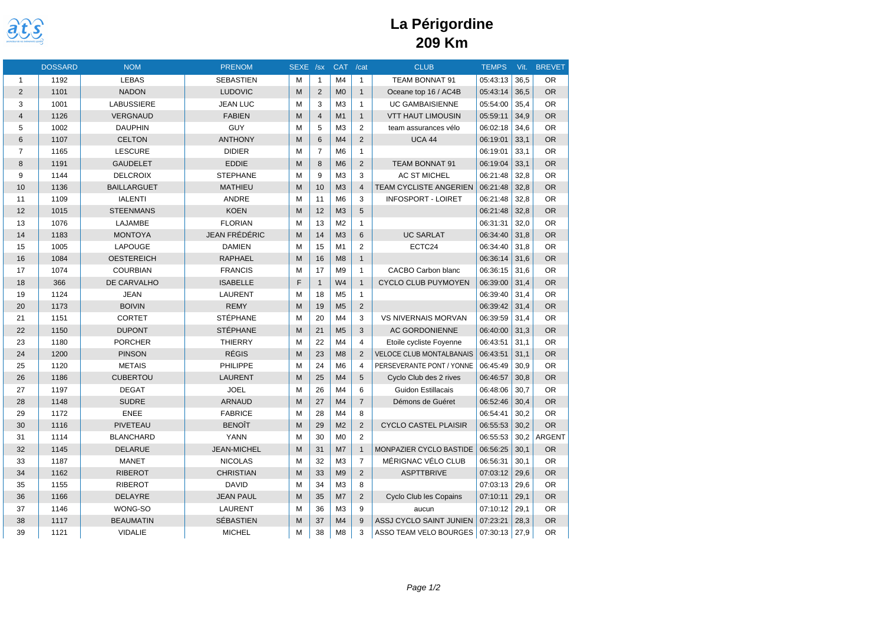# La Périgordine
## 209 Km

| | DOSSARD | NOM | PRENOM | SEXE | /sx | CAT | /cat | CLUB | TEMPS | Vit. | BREVET |
|---|---|---|---|---|---|---|---|---|---|---|---|
| 1 | 1192 | LEBAS | SEBASTIEN | M | 1 | M4 | 1 | TEAM BONNAT 91 | 05:43:13 | 36,5 | OR |
| 2 | 1101 | NADON | LUDOVIC | M | 2 | M0 | 1 | Oceane top 16 / AC4B | 05:43:14 | 36,5 | OR |
| 3 | 1001 | LABUSSIERE | JEAN LUC | M | 3 | M3 | 1 | UC GAMBAISIENNE | 05:54:00 | 35,4 | OR |
| 4 | 1126 | VERGNAUD | FABIEN | M | 4 | M1 | 1 | VTT HAUT LIMOUSIN | 05:59:11 | 34,9 | OR |
| 5 | 1002 | DAUPHIN | GUY | M | 5 | M3 | 2 | team assurances vélo | 06:02:18 | 34,6 | OR |
| 6 | 1107 | CELTON | ANTHONY | M | 6 | M4 | 2 | UCA 44 | 06:19:01 | 33,1 | OR |
| 7 | 1165 | LESCURE | DIDIER | M | 7 | M6 | 1 | | 06:19:01 | 33,1 | OR |
| 8 | 1191 | GAUDELET | EDDIE | M | 8 | M6 | 2 | TEAM BONNAT 91 | 06:19:04 | 33,1 | OR |
| 9 | 1144 | DELCROIX | STEPHANE | M | 9 | M3 | 3 | AC ST MICHEL | 06:21:48 | 32,8 | OR |
| 10 | 1136 | BAILLARGUET | MATHIEU | M | 10 | M3 | 4 | TEAM CYCLISTE ANGERIEN | 06:21:48 | 32,8 | OR |
| 11 | 1109 | IALENTI | ANDRE | M | 11 | M6 | 3 | INFOSPORT - LOIRET | 06:21:48 | 32,8 | OR |
| 12 | 1015 | STEENMANS | KOEN | M | 12 | M3 | 5 | | 06:21:48 | 32,8 | OR |
| 13 | 1076 | LAJAMBE | FLORIAN | M | 13 | M2 | 1 | | 06:31:31 | 32,0 | OR |
| 14 | 1183 | MONTOYA | JEAN FRÉDÉRIC | M | 14 | M3 | 6 | UC SARLAT | 06:34:40 | 31,8 | OR |
| 15 | 1005 | LAPOUGE | DAMIEN | M | 15 | M1 | 2 | ECTC24 | 06:34:40 | 31,8 | OR |
| 16 | 1084 | OESTEREICH | RAPHAEL | M | 16 | M8 | 1 | | 06:36:14 | 31,6 | OR |
| 17 | 1074 | COURBIAN | FRANCIS | M | 17 | M9 | 1 | CACBO Carbon blanc | 06:36:15 | 31,6 | OR |
| 18 | 366 | DE CARVALHO | ISABELLE | F | 1 | W4 | 1 | CYCLO CLUB PUYMOYEN | 06:39:00 | 31,4 | OR |
| 19 | 1124 | JEAN | LAURENT | M | 18 | M5 | 1 | | 06:39:40 | 31,4 | OR |
| 20 | 1173 | BOIVIN | REMY | M | 19 | M5 | 2 | | 06:39:42 | 31,4 | OR |
| 21 | 1151 | CORTET | STÉPHANE | M | 20 | M4 | 3 | VS NIVERNAIS MORVAN | 06:39:59 | 31,4 | OR |
| 22 | 1150 | DUPONT | STÉPHANE | M | 21 | M5 | 3 | AC GORDONIENNE | 06:40:00 | 31,3 | OR |
| 23 | 1180 | PORCHER | THIERRY | M | 22 | M4 | 4 | Etoile cycliste Foyenne | 06:43:51 | 31,1 | OR |
| 24 | 1200 | PINSON | RÉGIS | M | 23 | M8 | 2 | VELOCE CLUB MONTALBANAIS | 06:43:51 | 31,1 | OR |
| 25 | 1120 | METAIS | PHILIPPE | M | 24 | M6 | 4 | PERSEVERANTE PONT / YONNE | 06:45:49 | 30,9 | OR |
| 26 | 1186 | CUBERTOU | LAURENT | M | 25 | M4 | 5 | Cyclo Club des 2 rives | 06:46:57 | 30,8 | OR |
| 27 | 1197 | DEGAT | JOEL | M | 26 | M4 | 6 | Guidon Estillacais | 06:48:06 | 30,7 | OR |
| 28 | 1148 | SUDRE | ARNAUD | M | 27 | M4 | 7 | Démons de Guéret | 06:52:46 | 30,4 | OR |
| 29 | 1172 | ENEE | FABRICE | M | 28 | M4 | 8 | | 06:54:41 | 30,2 | OR |
| 30 | 1116 | PIVETEAU | BENOÎT | M | 29 | M2 | 2 | CYCLO CASTEL PLAISIR | 06:55:53 | 30,2 | OR |
| 31 | 1114 | BLANCHARD | YANN | M | 30 | M0 | 2 | | 06:55:53 | 30,2 | ARGENT |
| 32 | 1145 | DELARUE | JEAN-MICHEL | M | 31 | M7 | 1 | MONPAZIER CYCLO BASTIDE | 06:56:25 | 30,1 | OR |
| 33 | 1187 | MANET | NICOLAS | M | 32 | M3 | 7 | MÉRIGNAC VÉLO CLUB | 06:56:31 | 30,1 | OR |
| 34 | 1162 | RIBEROT | CHRISTIAN | M | 33 | M9 | 2 | ASPTTBRIVE | 07:03:12 | 29,6 | OR |
| 35 | 1155 | RIBEROT | DAVID | M | 34 | M3 | 8 | | 07:03:13 | 29,6 | OR |
| 36 | 1166 | DELAYRE | JEAN PAUL | M | 35 | M7 | 2 | Cyclo Club les Copains | 07:10:11 | 29,1 | OR |
| 37 | 1146 | WONG-SO | LAURENT | M | 36 | M3 | 9 | aucun | 07:10:12 | 29,1 | OR |
| 38 | 1117 | BEAUMATIN | SÉBASTIEN | M | 37 | M4 | 9 | ASSJ CYCLO SAINT JUNIEN | 07:23:21 | 28,3 | OR |
| 39 | 1121 | VIDALIE | MICHEL | M | 38 | M8 | 3 | ASSO TEAM VELO BOURGES | 07:30:13 | 27,9 | OR |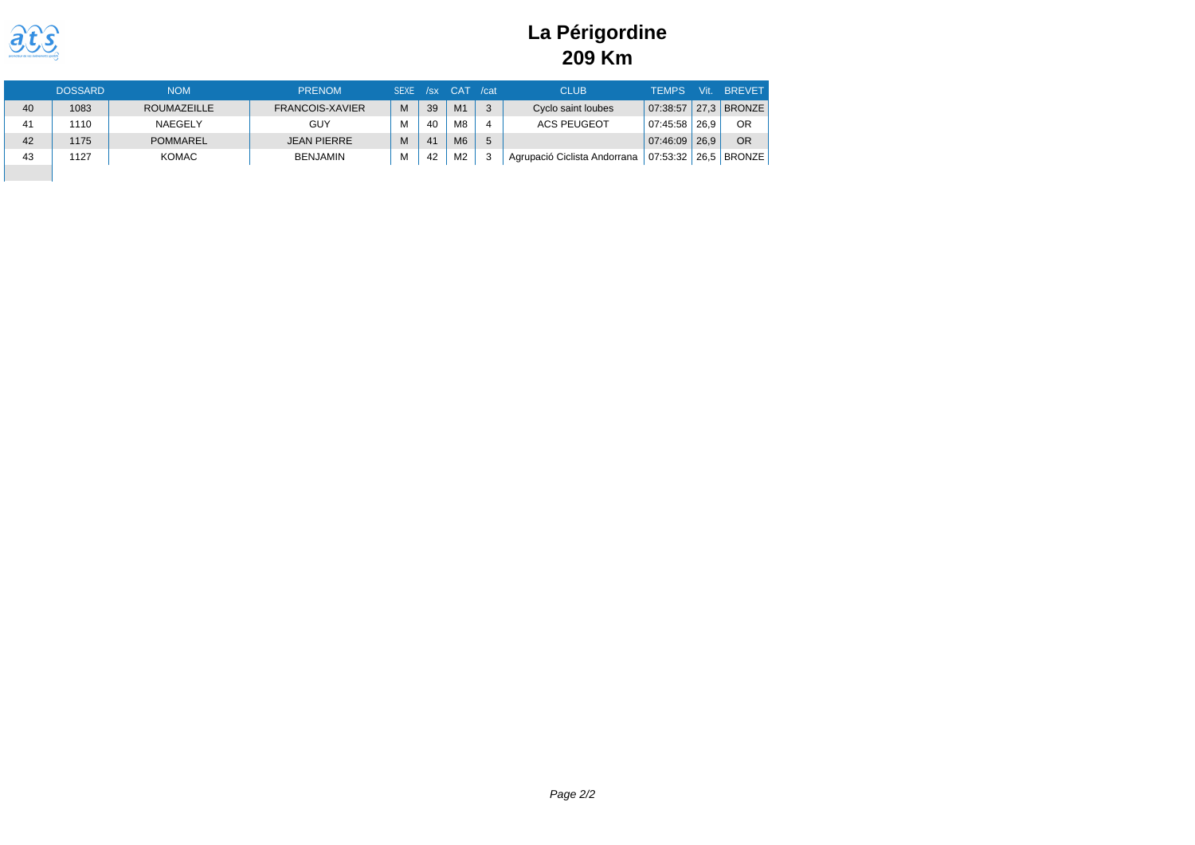# La Périgordine

## 209 Km

| | DOSSARD | NOM | PRENOM | SEXE | /sx | CAT | /cat | CLUB | TEMPS | Vit. | BREVET |
|---|---|---|---|---|---|---|---|---|---|---|---|
| 40 | 1083 | ROUMAZEILLE | FRANCOIS-XAVIER | M | 39 | M1 | 3 | Cyclo saint loubes | 07:38:57 | 27,3 | BRONZE |
| 41 | 1110 | NAEGELY | GUY | M | 40 | M8 | 4 | ACS PEUGEOT | 07:45:58 | 26,9 | OR |
| 42 | 1175 | POMMAREL | JEAN PIERRE | M | 41 | M6 | 5 | | 07:46:09 | 26,9 | OR |
| 43 | 1127 | KOMAC | BENJAMIN | M | 42 | M2 | 3 | Agrupació Ciclista Andorrana | 07:53:32 | 26,5 | BRONZE |